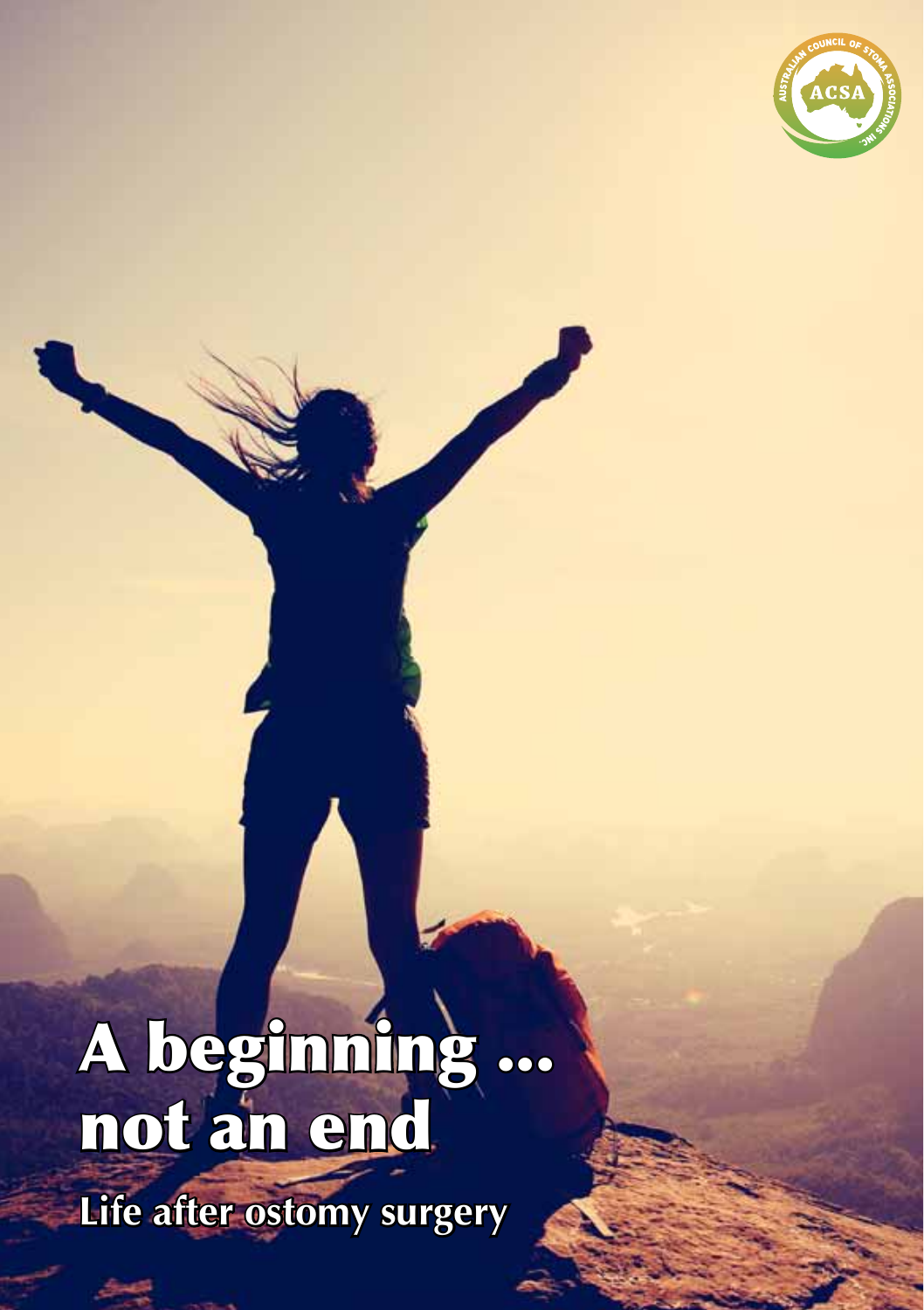AUSTRALIAN COUNCIL OF STOMA ASSOCIATIONS INC.

ACSA

# A beginning ... not an end

## Life after ostomy surgery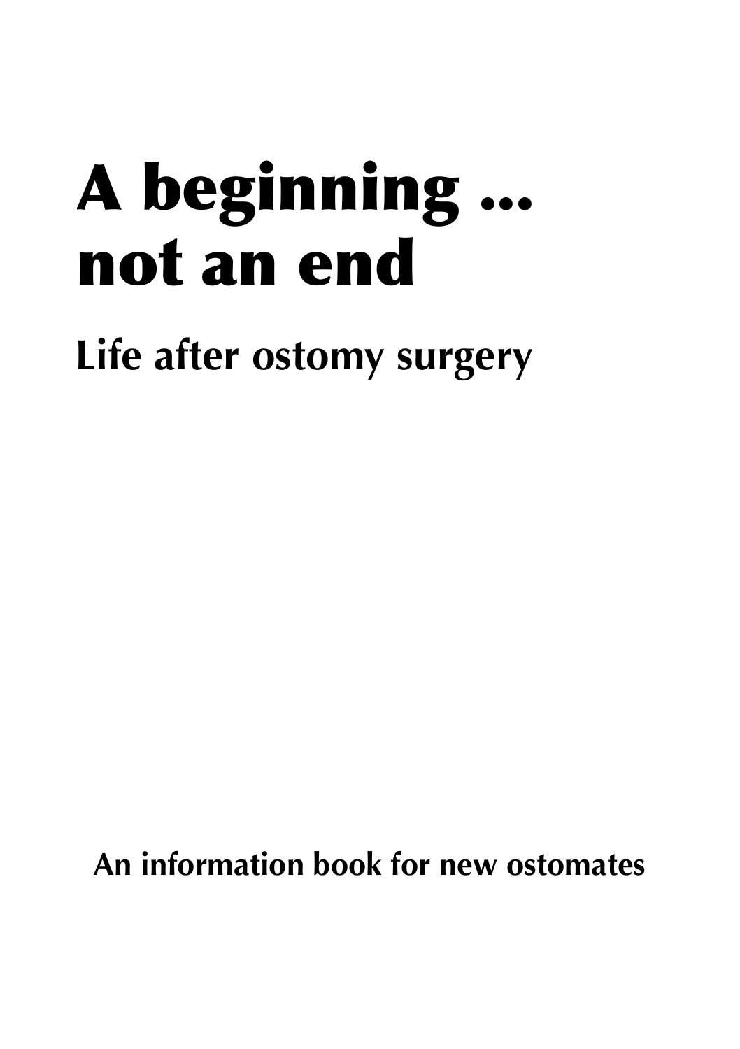# A beginning ... not an end

## Life after ostomy surgery

**An information book for new ostomates**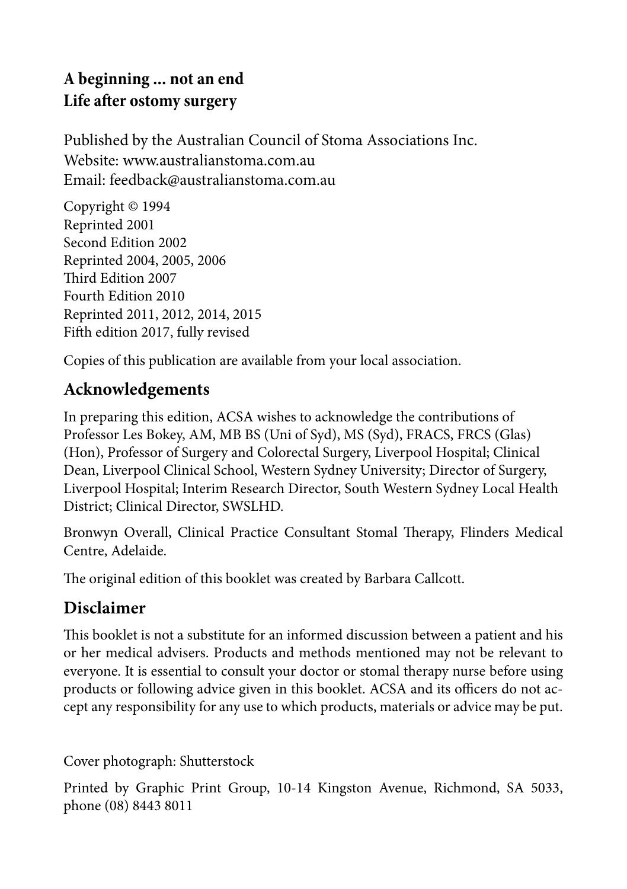**A beginning ... not an end**
**Life after ostomy surgery**

Published by the Australian Council of Stoma Associations Inc.
Website: www.australianstoma.com.au
Email: feedback@australianstoma.com.au

Copyright © 1994
Reprinted 2001
Second Edition 2002
Reprinted 2004, 2005, 2006
Third Edition 2007
Fourth Edition 2010
Reprinted 2011, 2012, 2014, 2015
Fifth edition 2017, fully revised

Copies of this publication are available from your local association.

## Acknowledgements

In preparing this edition, ACSA wishes to acknowledge the contributions of Professor Les Bokey, AM, MB BS (Uni of Syd), MS (Syd), FRACS, FRCS (Glas) (Hon), Professor of Surgery and Colorectal Surgery, Liverpool Hospital; Clinical Dean, Liverpool Clinical School, Western Sydney University; Director of Surgery, Liverpool Hospital; Interim Research Director, South Western Sydney Local Health District; Clinical Director, SWSLHD.

Bronwyn Overall, Clinical Practice Consultant Stomal Therapy, Flinders Medical Centre, Adelaide.

The original edition of this booklet was created by Barbara Callcott.

## Disclaimer

This booklet is not a substitute for an informed discussion between a patient and his or her medical advisers. Products and methods mentioned may not be relevant to everyone. It is essential to consult your doctor or stomal therapy nurse before using products or following advice given in this booklet. ACSA and its officers do not accept any responsibility for any use to which products, materials or advice may be put.

Cover photograph: Shutterstock

Printed by Graphic Print Group, 10-14 Kingston Avenue, Richmond, SA 5033, phone (08) 8443 8011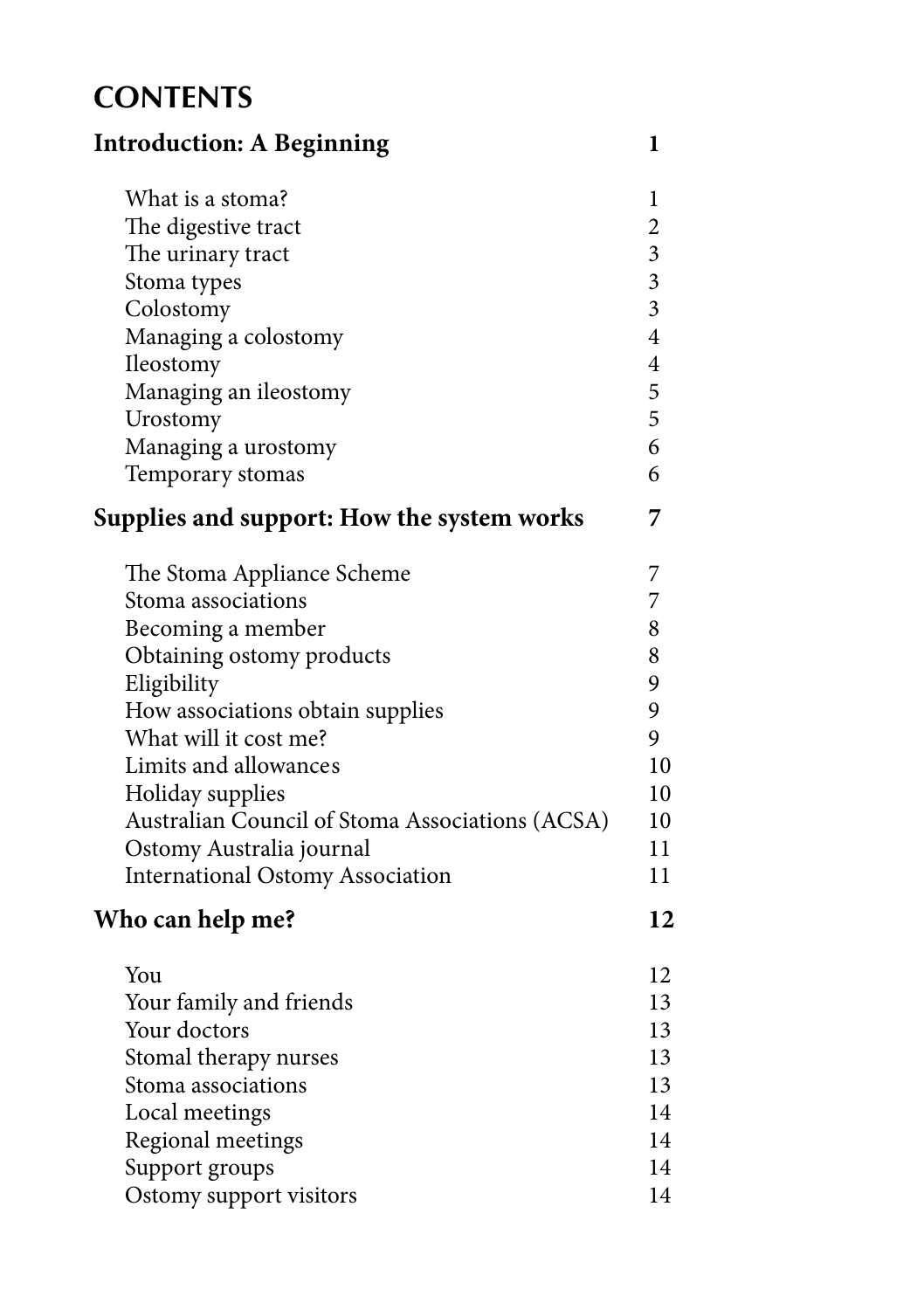# CONTENTS

| | |
|---|---|
| **Introduction: A Beginning** | **1** |
| What is a stoma? | 1 |
| The digestive tract | 2 |
| The urinary tract | 3 |
| Stoma types | 3 |
| Colostomy | 3 |
| Managing a colostomy | 4 |
| Ileostomy | 4 |
| Managing an ileostomy | 5 |
| Urostomy | 5 |
| Managing a urostomy | 6 |
| Temporary stomas | 6 |
| **Supplies and support: How the system works** | **7** |
| The Stoma Appliance Scheme | 7 |
| Stoma associations | 7 |
| Becoming a member | 8 |
| Obtaining ostomy products | 8 |
| Eligibility | 9 |
| How associations obtain supplies | 9 |
| What will it cost me? | 9 |
| Limits and allowances | 10 |
| Holiday supplies | 10 |
| Australian Council of Stoma Associations (ACSA) | 10 |
| Ostomy Australia journal | 11 |
| International Ostomy Association | 11 |
| **Who can help me?** | **12** |
| You | 12 |
| Your family and friends | 13 |
| Your doctors | 13 |
| Stomal therapy nurses | 13 |
| Stoma associations | 13 |
| Local meetings | 14 |
| Regional meetings | 14 |
| Support groups | 14 |
| Ostomy support visitors | 14 |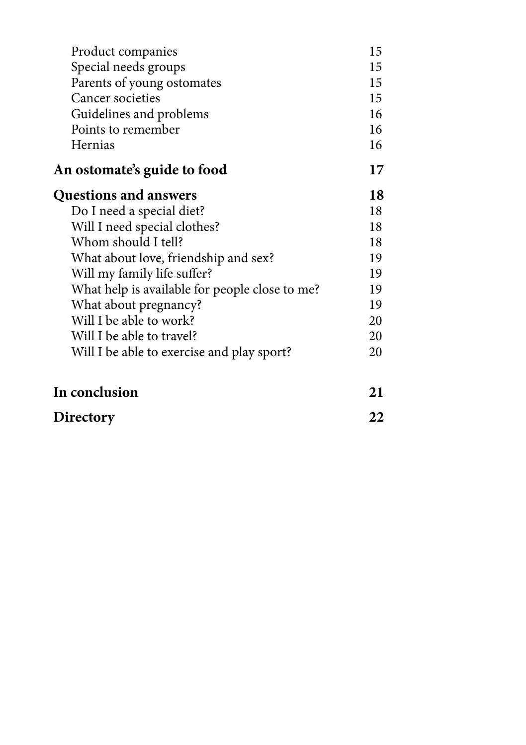| | |
|---|---|
| Product companies | 15 |
| Special needs groups | 15 |
| Parents of young ostomates | 15 |
| Cancer societies | 15 |
| Guidelines and problems | 16 |
| Points to remember | 16 |
| Hernias | 16 |
| **An ostomate's guide to food** | **17** |
| **Questions and answers** | **18** |
| Do I need a special diet? | 18 |
| Will I need special clothes? | 18 |
| Whom should I tell? | 18 |
| What about love, friendship and sex? | 19 |
| Will my family life suffer? | 19 |
| What help is available for people close to me? | 19 |
| What about pregnancy? | 19 |
| Will I be able to work? | 20 |
| Will I be able to travel? | 20 |
| Will I be able to exercise and play sport? | 20 |
| **In conclusion** | **21** |
| **Directory** | **22** |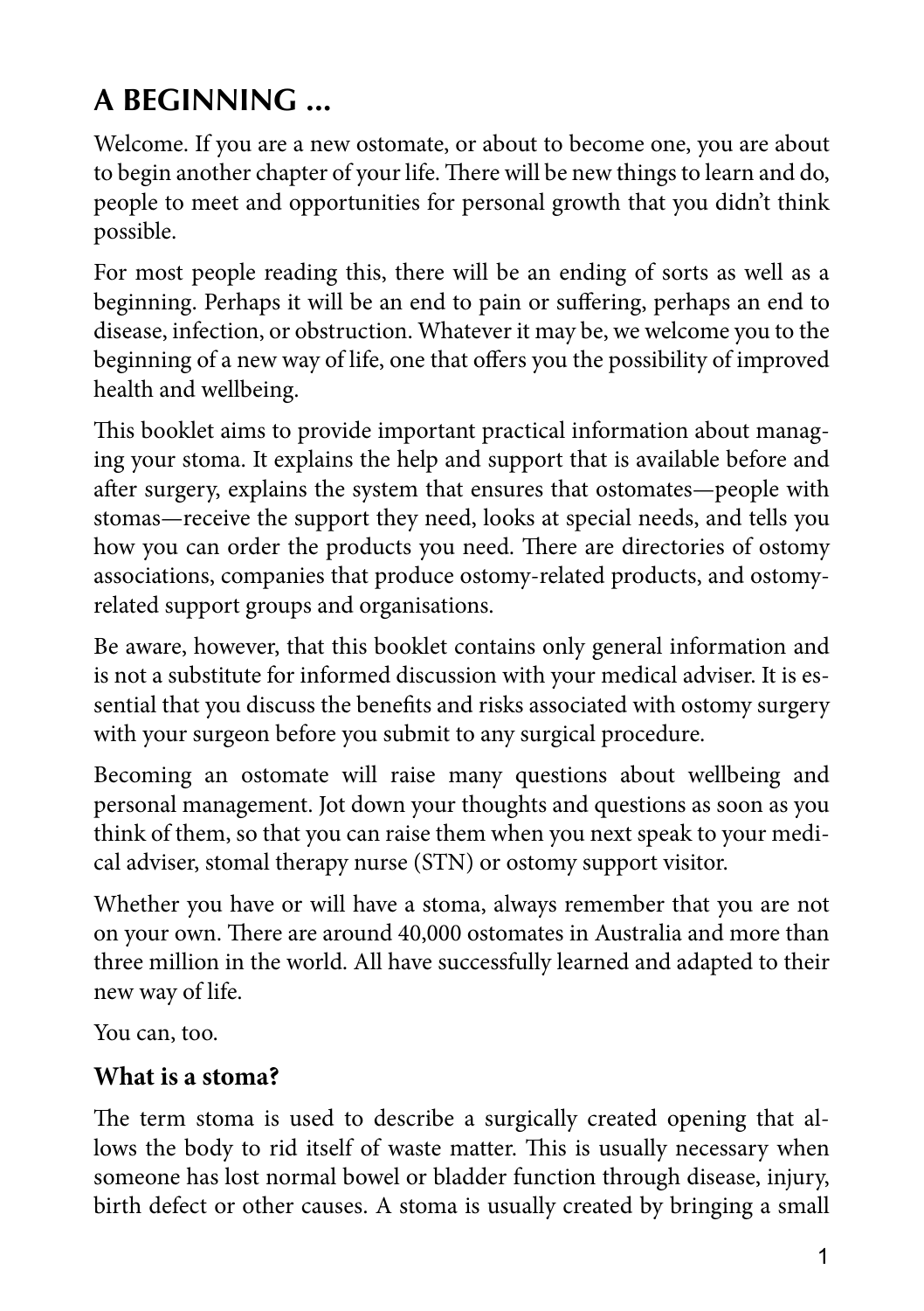# A BEGINNING ...

Welcome. If you are a new ostomate, or about to become one, you are about to begin another chapter of your life. There will be new things to learn and do, people to meet and opportunities for personal growth that you didn't think possible.

For most people reading this, there will be an ending of sorts as well as a beginning. Perhaps it will be an end to pain or suffering, perhaps an end to disease, infection, or obstruction. Whatever it may be, we welcome you to the beginning of a new way of life, one that offers you the possibility of improved health and wellbeing.

This booklet aims to provide important practical information about managing your stoma. It explains the help and support that is available before and after surgery, explains the system that ensures that ostomates—people with stomas—receive the support they need, looks at special needs, and tells you how you can order the products you need. There are directories of ostomy associations, companies that produce ostomy-related products, and ostomy-related support groups and organisations.

Be aware, however, that this booklet contains only general information and is not a substitute for informed discussion with your medical adviser. It is essential that you discuss the benefits and risks associated with ostomy surgery with your surgeon before you submit to any surgical procedure.

Becoming an ostomate will raise many questions about wellbeing and personal management. Jot down your thoughts and questions as soon as you think of them, so that you can raise them when you next speak to your medical adviser, stomal therapy nurse (STN) or ostomy support visitor.

Whether you have or will have a stoma, always remember that you are not on your own. There are around 40,000 ostomates in Australia and more than three million in the world. All have successfully learned and adapted to their new way of life.

You can, too.

### What is a stoma?

The term stoma is used to describe a surgically created opening that allows the body to rid itself of waste matter. This is usually necessary when someone has lost normal bowel or bladder function through disease, injury, birth defect or other causes. A stoma is usually created by bringing a small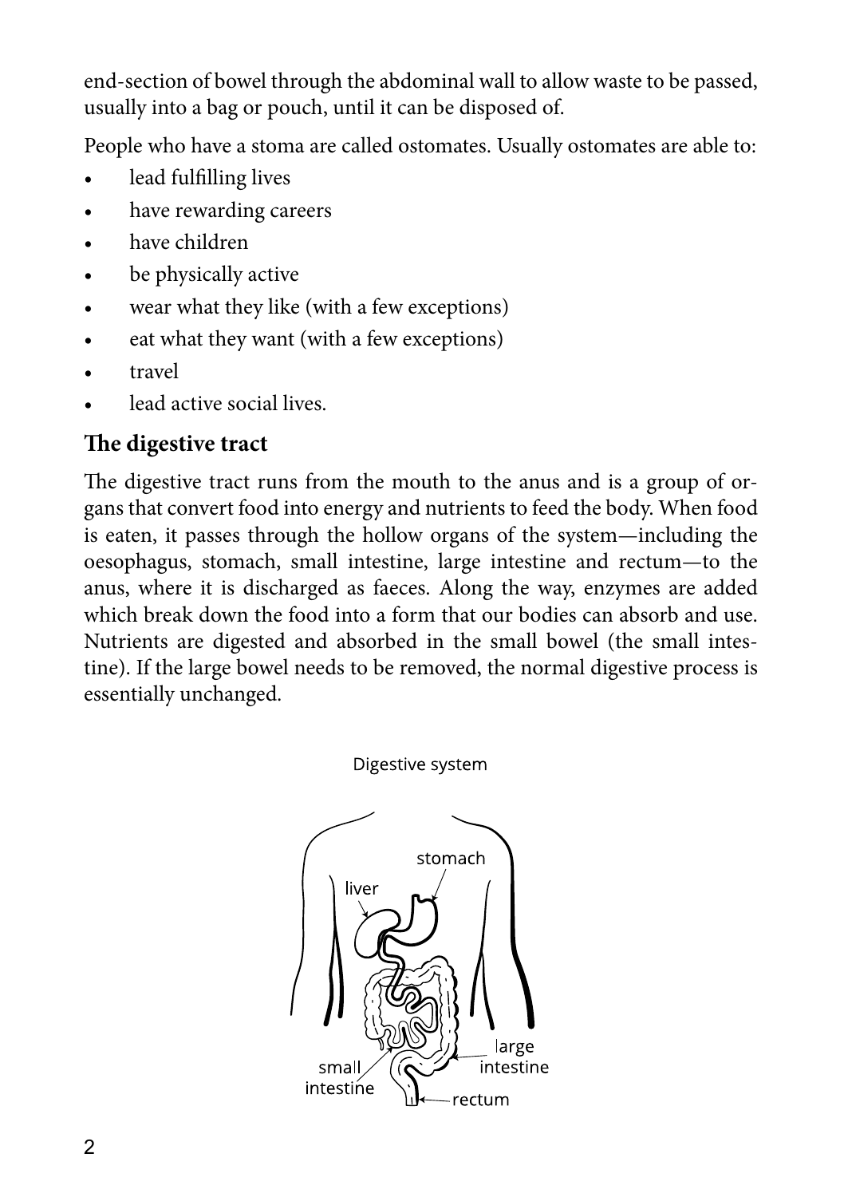end-section of bowel through the abdominal wall to allow waste to be passed, usually into a bag or pouch, until it can be disposed of.

People who have a stoma are called ostomates. Usually ostomates are able to:

- lead fulfilling lives
- have rewarding careers
- have children
- be physically active
- wear what they like (with a few exceptions)
- eat what they want (with a few exceptions)
- travel
- lead active social lives.

## The digestive tract

The digestive tract runs from the mouth to the anus and is a group of organs that convert food into energy and nutrients to feed the body. When food is eaten, it passes through the hollow organs of the system—including the oesophagus, stomach, small intestine, large intestine and rectum—to the anus, where it is discharged as faeces. Along the way, enzymes are added which break down the food into a form that our bodies can absorb and use. Nutrients are digested and absorbed in the small bowel (the small intestine). If the large bowel needs to be removed, the normal digestive process is essentially unchanged.

Digestive system

stomach, liver, small intestine, large intestine, rectum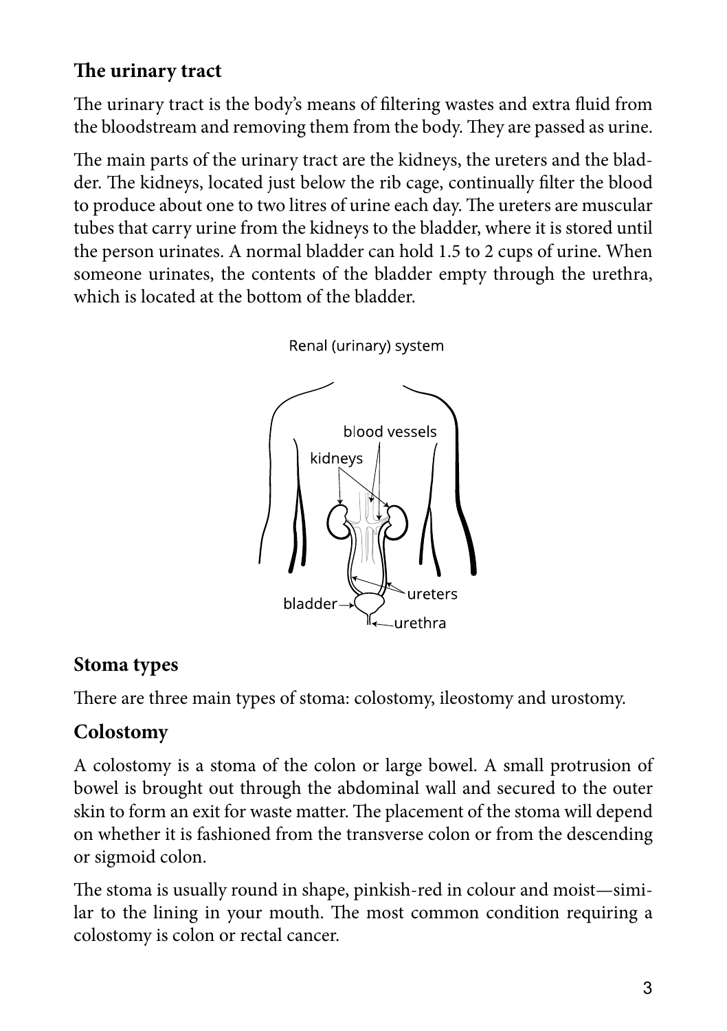## The urinary tract

The urinary tract is the body's means of filtering wastes and extra fluid from the bloodstream and removing them from the body. They are passed as urine.

The main parts of the urinary tract are the kidneys, the ureters and the bladder. The kidneys, located just below the rib cage, continually filter the blood to produce about one to two litres of urine each day. The ureters are muscular tubes that carry urine from the kidneys to the bladder, where it is stored until the person urinates. A normal bladder can hold 1.5 to 2 cups of urine. When someone urinates, the contents of the bladder empty through the urethra, which is located at the bottom of the bladder.

Renal (urinary) system

blood vessels

kidneys

ureters

bladder

urethra

## Stoma types

There are three main types of stoma: colostomy, ileostomy and urostomy.

## Colostomy

A colostomy is a stoma of the colon or large bowel. A small protrusion of bowel is brought out through the abdominal wall and secured to the outer skin to form an exit for waste matter. The placement of the stoma will depend on whether it is fashioned from the transverse colon or from the descending or sigmoid colon.

The stoma is usually round in shape, pinkish-red in colour and moist—similar to the lining in your mouth. The most common condition requiring a colostomy is colon or rectal cancer.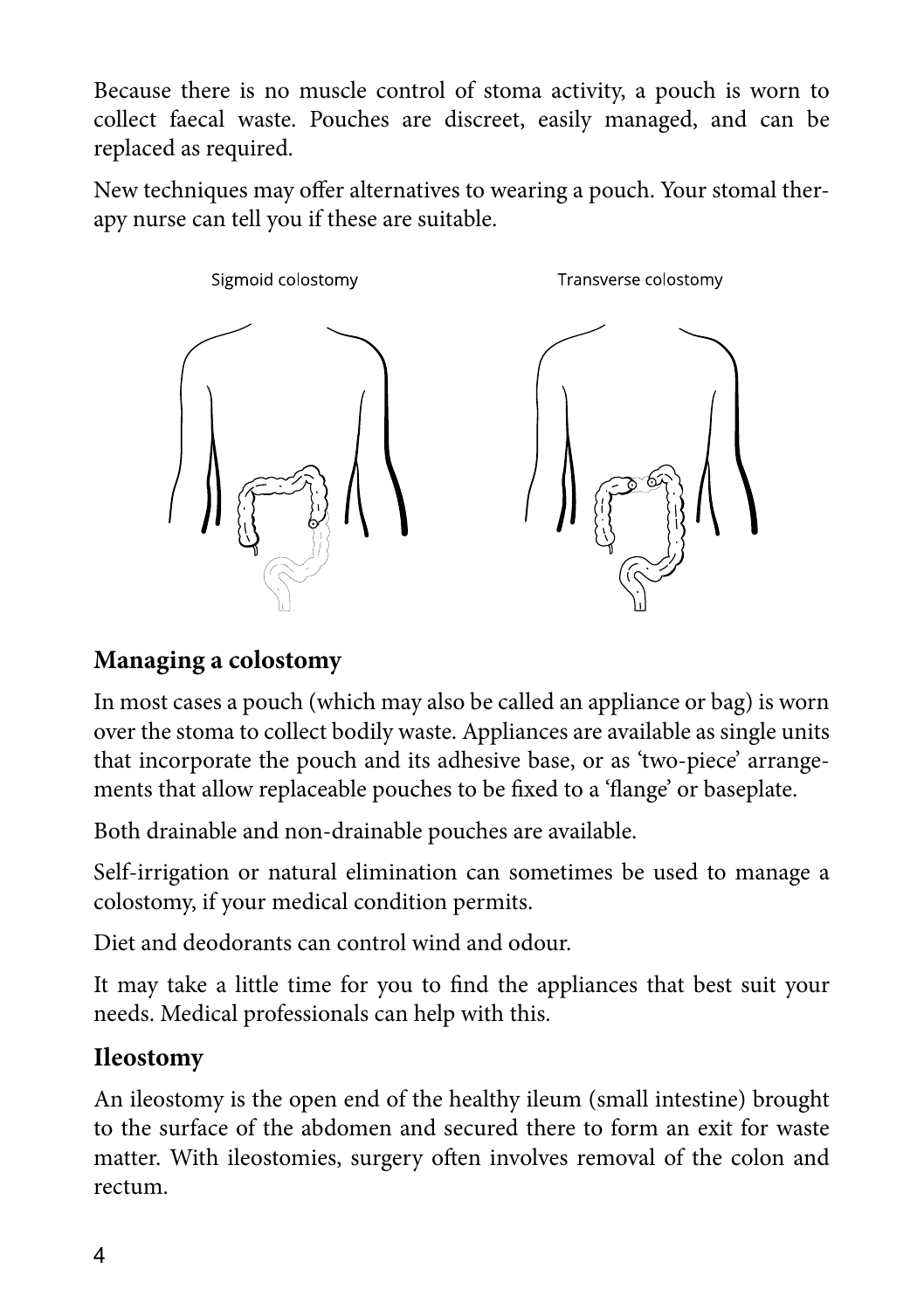Because there is no muscle control of stoma activity, a pouch is worn to collect faecal waste. Pouches are discreet, easily managed, and can be replaced as required.

New techniques may offer alternatives to wearing a pouch. Your stomal therapy nurse can tell you if these are suitable.

Sigmoid colostomy

Transverse colostomy

## Managing a colostomy

In most cases a pouch (which may also be called an appliance or bag) is worn over the stoma to collect bodily waste. Appliances are available as single units that incorporate the pouch and its adhesive base, or as 'two-piece' arrangements that allow replaceable pouches to be fixed to a 'flange' or baseplate.

Both drainable and non-drainable pouches are available.

Self-irrigation or natural elimination can sometimes be used to manage a colostomy, if your medical condition permits.

Diet and deodorants can control wind and odour.

It may take a little time for you to find the appliances that best suit your needs. Medical professionals can help with this.

## Ileostomy

An ileostomy is the open end of the healthy ileum (small intestine) brought to the surface of the abdomen and secured there to form an exit for waste matter. With ileostomies, surgery often involves removal of the colon and rectum.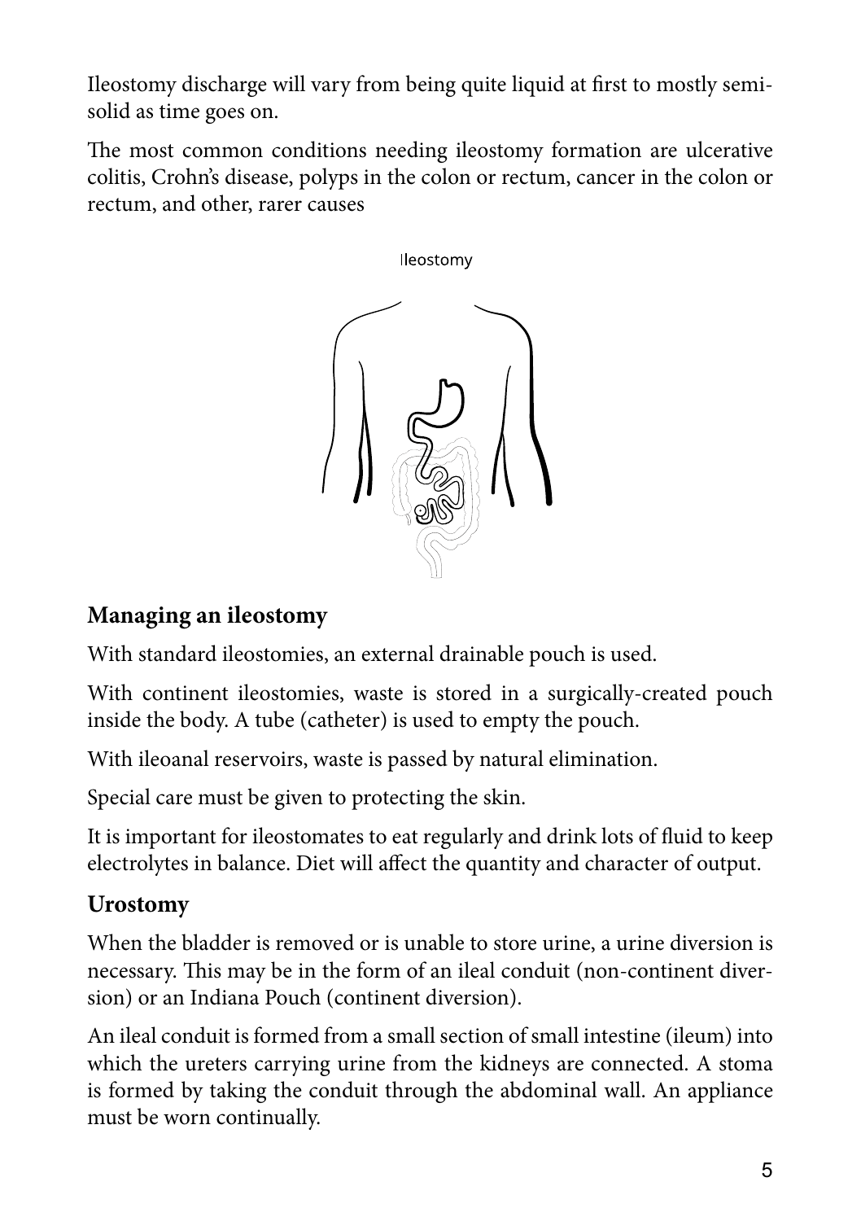Ileostomy discharge will vary from being quite liquid at first to mostly semi-solid as time goes on.

The most common conditions needing ileostomy formation are ulcerative colitis, Crohn's disease, polyps in the colon or rectum, cancer in the colon or rectum, and other, rarer causes

Ileostomy

## Managing an ileostomy

With standard ileostomies, an external drainable pouch is used.

With continent ileostomies, waste is stored in a surgically-created pouch inside the body. A tube (catheter) is used to empty the pouch.

With ileoanal reservoirs, waste is passed by natural elimination.

Special care must be given to protecting the skin.

It is important for ileostomates to eat regularly and drink lots of fluid to keep electrolytes in balance. Diet will affect the quantity and character of output.

## Urostomy

When the bladder is removed or is unable to store urine, a urine diversion is necessary. This may be in the form of an ileal conduit (non-continent diversion) or an Indiana Pouch (continent diversion).

An ileal conduit is formed from a small section of small intestine (ileum) into which the ureters carrying urine from the kidneys are connected. A stoma is formed by taking the conduit through the abdominal wall. An appliance must be worn continually.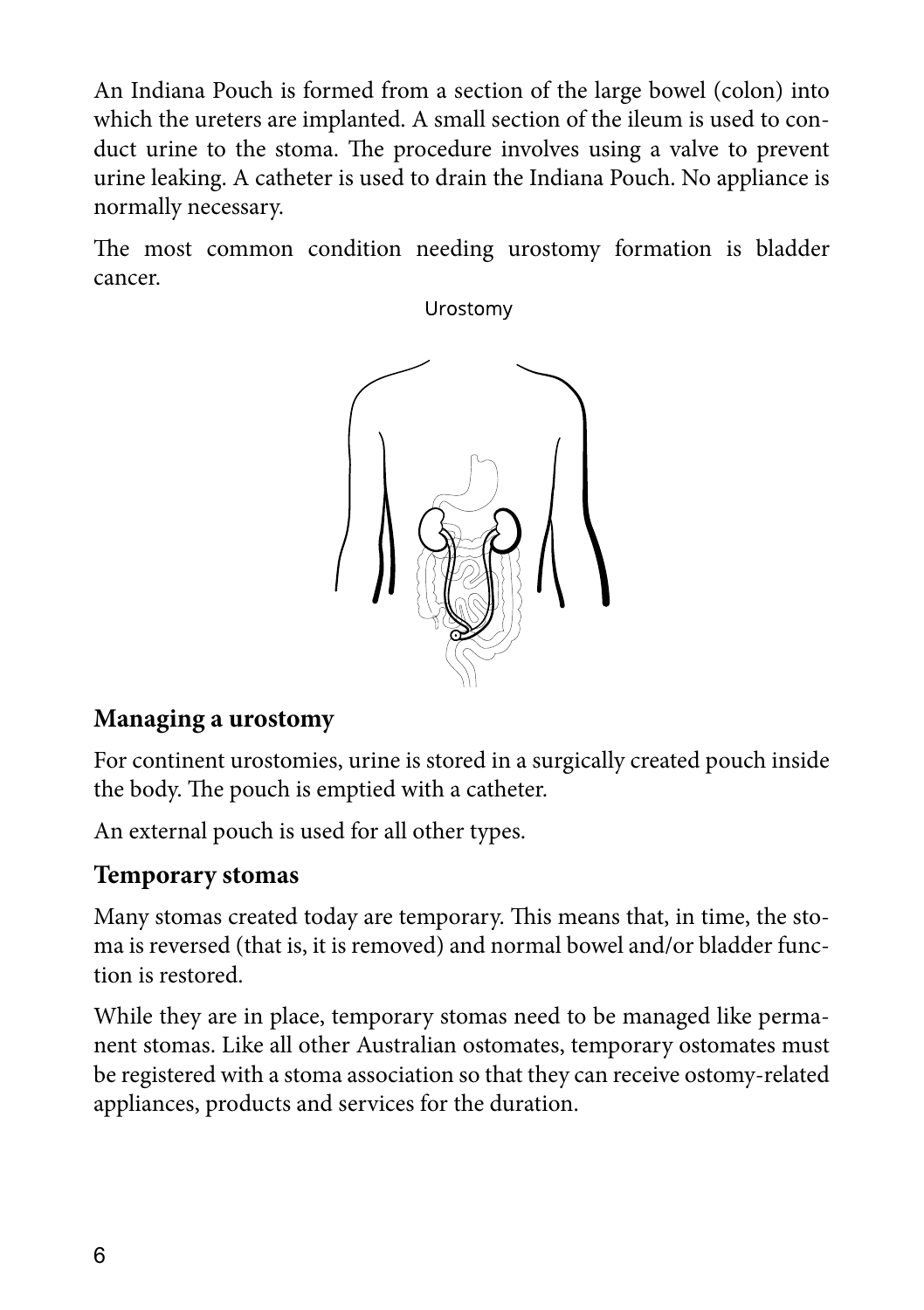An Indiana Pouch is formed from a section of the large bowel (colon) into which the ureters are implanted. A small section of the ileum is used to conduct urine to the stoma. The procedure involves using a valve to prevent urine leaking. A catheter is used to drain the Indiana Pouch. No appliance is normally necessary.

The most common condition needing urostomy formation is bladder cancer.

Urostomy

## Managing a urostomy

For continent urostomies, urine is stored in a surgically created pouch inside the body. The pouch is emptied with a catheter.

An external pouch is used for all other types.

## Temporary stomas

Many stomas created today are temporary. This means that, in time, the stoma is reversed (that is, it is removed) and normal bowel and/or bladder function is restored.

While they are in place, temporary stomas need to be managed like permanent stomas. Like all other Australian ostomates, temporary ostomates must be registered with a stoma association so that they can receive ostomy-related appliances, products and services for the duration.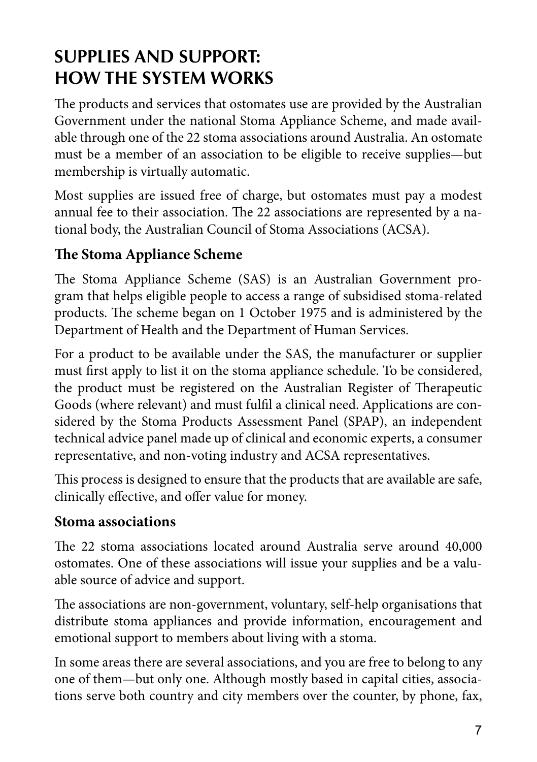## SUPPLIES AND SUPPORT: HOW THE SYSTEM WORKS

The products and services that ostomates use are provided by the Australian Government under the national Stoma Appliance Scheme, and made available through one of the 22 stoma associations around Australia. An ostomate must be a member of an association to be eligible to receive supplies—but membership is virtually automatic.

Most supplies are issued free of charge, but ostomates must pay a modest annual fee to their association. The 22 associations are represented by a national body, the Australian Council of Stoma Associations (ACSA).

### The Stoma Appliance Scheme

The Stoma Appliance Scheme (SAS) is an Australian Government program that helps eligible people to access a range of subsidised stoma-related products. The scheme began on 1 October 1975 and is administered by the Department of Health and the Department of Human Services.

For a product to be available under the SAS, the manufacturer or supplier must first apply to list it on the stoma appliance schedule. To be considered, the product must be registered on the Australian Register of Therapeutic Goods (where relevant) and must fulfil a clinical need. Applications are considered by the Stoma Products Assessment Panel (SPAP), an independent technical advice panel made up of clinical and economic experts, a consumer representative, and non-voting industry and ACSA representatives.

This process is designed to ensure that the products that are available are safe, clinically effective, and offer value for money.

### Stoma associations

The 22 stoma associations located around Australia serve around 40,000 ostomates. One of these associations will issue your supplies and be a valuable source of advice and support.

The associations are non-government, voluntary, self-help organisations that distribute stoma appliances and provide information, encouragement and emotional support to members about living with a stoma.

In some areas there are several associations, and you are free to belong to any one of them—but only one. Although mostly based in capital cities, associations serve both country and city members over the counter, by phone, fax,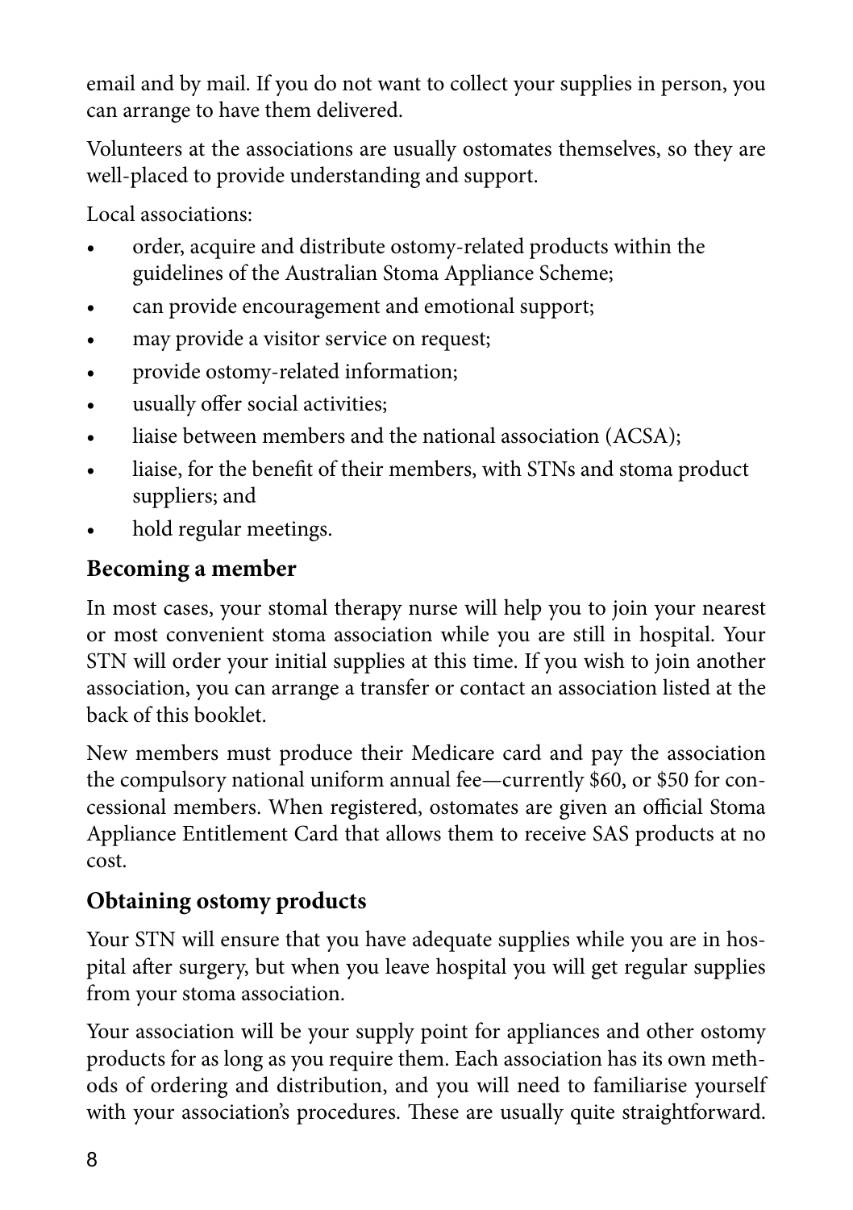email and by mail. If you do not want to collect your supplies in person, you can arrange to have them delivered.

Volunteers at the associations are usually ostomates themselves, so they are well-placed to provide understanding and support.

Local associations:

- order, acquire and distribute ostomy-related products within the guidelines of the Australian Stoma Appliance Scheme;
- can provide encouragement and emotional support;
- may provide a visitor service on request;
- provide ostomy-related information;
- usually offer social activities;
- liaise between members and the national association (ACSA);
- liaise, for the benefit of their members, with STNs and stoma product suppliers; and
- hold regular meetings.

## Becoming a member

In most cases, your stomal therapy nurse will help you to join your nearest or most convenient stoma association while you are still in hospital. Your STN will order your initial supplies at this time. If you wish to join another association, you can arrange a transfer or contact an association listed at the back of this booklet.

New members must produce their Medicare card and pay the association the compulsory national uniform annual fee—currently $60, or $50 for concessional members. When registered, ostomates are given an official Stoma Appliance Entitlement Card that allows them to receive SAS products at no cost.

## Obtaining ostomy products

Your STN will ensure that you have adequate supplies while you are in hospital after surgery, but when you leave hospital you will get regular supplies from your stoma association.

Your association will be your supply point for appliances and other ostomy products for as long as you require them. Each association has its own methods of ordering and distribution, and you will need to familiarise yourself with your association's procedures. These are usually quite straightforward.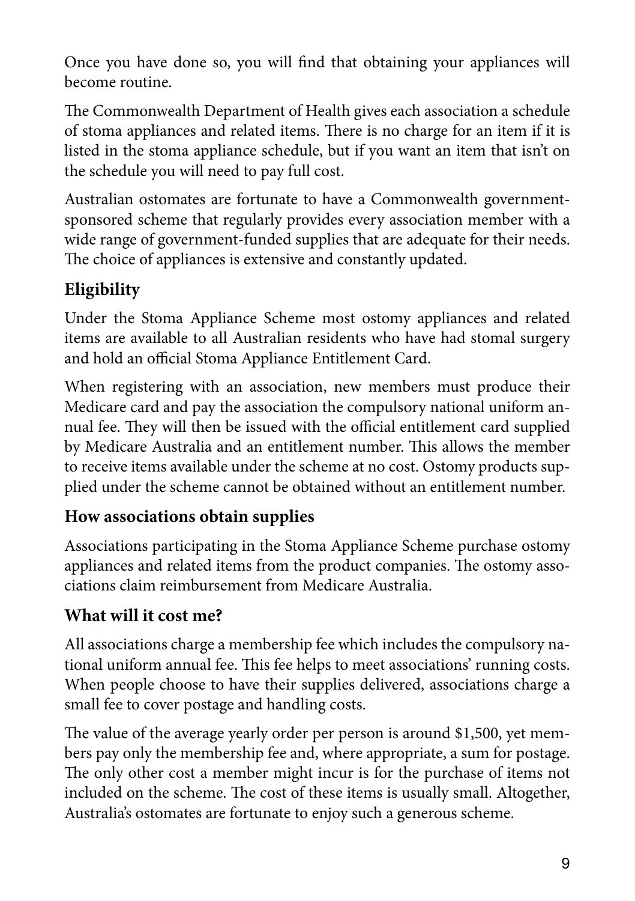Once you have done so, you will find that obtaining your appliances will become routine.

The Commonwealth Department of Health gives each association a schedule of stoma appliances and related items. There is no charge for an item if it is listed in the stoma appliance schedule, but if you want an item that isn't on the schedule you will need to pay full cost.

Australian ostomates are fortunate to have a Commonwealth government-sponsored scheme that regularly provides every association member with a wide range of government-funded supplies that are adequate for their needs. The choice of appliances is extensive and constantly updated.

## Eligibility

Under the Stoma Appliance Scheme most ostomy appliances and related items are available to all Australian residents who have had stomal surgery and hold an official Stoma Appliance Entitlement Card.

When registering with an association, new members must produce their Medicare card and pay the association the compulsory national uniform annual fee. They will then be issued with the official entitlement card supplied by Medicare Australia and an entitlement number. This allows the member to receive items available under the scheme at no cost. Ostomy products supplied under the scheme cannot be obtained without an entitlement number.

## How associations obtain supplies

Associations participating in the Stoma Appliance Scheme purchase ostomy appliances and related items from the product companies. The ostomy associations claim reimbursement from Medicare Australia.

## What will it cost me?

All associations charge a membership fee which includes the compulsory national uniform annual fee. This fee helps to meet associations' running costs. When people choose to have their supplies delivered, associations charge a small fee to cover postage and handling costs.

The value of the average yearly order per person is around $1,500, yet members pay only the membership fee and, where appropriate, a sum for postage. The only other cost a member might incur is for the purchase of items not included on the scheme. The cost of these items is usually small. Altogether, Australia's ostomates are fortunate to enjoy such a generous scheme.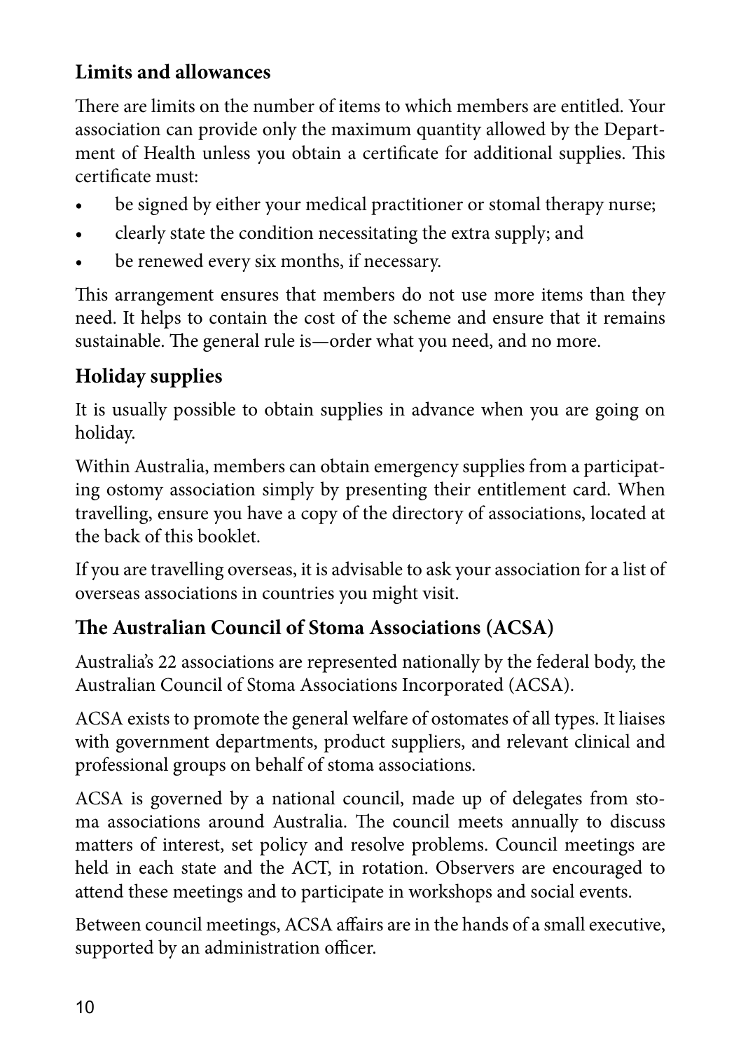## Limits and allowances

There are limits on the number of items to which members are entitled. Your association can provide only the maximum quantity allowed by the Department of Health unless you obtain a certificate for additional supplies. This certificate must:

- be signed by either your medical practitioner or stomal therapy nurse;
- clearly state the condition necessitating the extra supply; and
- be renewed every six months, if necessary.

This arrangement ensures that members do not use more items than they need. It helps to contain the cost of the scheme and ensure that it remains sustainable. The general rule is—order what you need, and no more.

## Holiday supplies

It is usually possible to obtain supplies in advance when you are going on holiday.

Within Australia, members can obtain emergency supplies from a participating ostomy association simply by presenting their entitlement card. When travelling, ensure you have a copy of the directory of associations, located at the back of this booklet.

If you are travelling overseas, it is advisable to ask your association for a list of overseas associations in countries you might visit.

## The Australian Council of Stoma Associations (ACSA)

Australia's 22 associations are represented nationally by the federal body, the Australian Council of Stoma Associations Incorporated (ACSA).

ACSA exists to promote the general welfare of ostomates of all types. It liaises with government departments, product suppliers, and relevant clinical and professional groups on behalf of stoma associations.

ACSA is governed by a national council, made up of delegates from stoma associations around Australia. The council meets annually to discuss matters of interest, set policy and resolve problems. Council meetings are held in each state and the ACT, in rotation. Observers are encouraged to attend these meetings and to participate in workshops and social events.

Between council meetings, ACSA affairs are in the hands of a small executive, supported by an administration officer.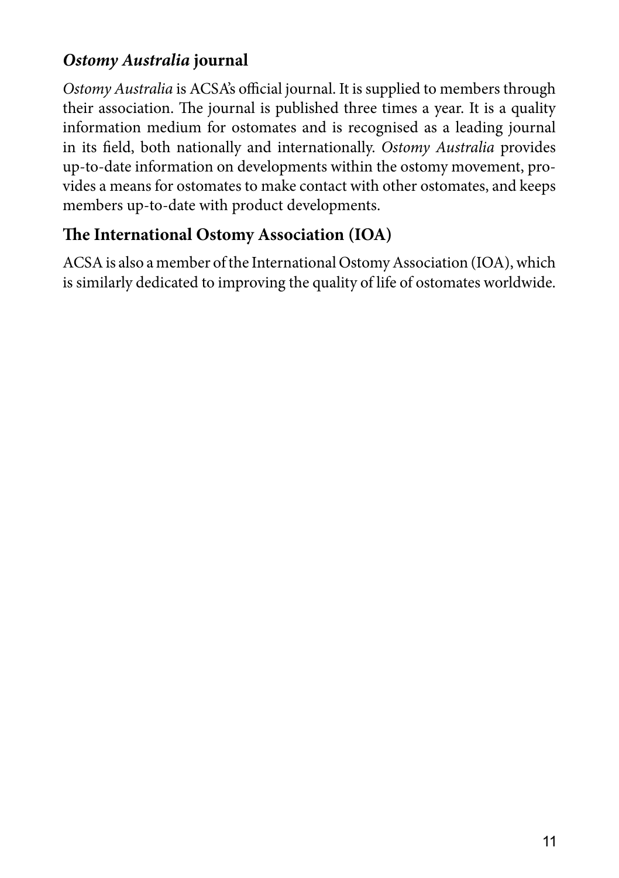## *Ostomy Australia* journal

*Ostomy Australia* is ACSA's official journal. It is supplied to members through their association. The journal is published three times a year. It is a quality information medium for ostomates and is recognised as a leading journal in its field, both nationally and internationally. *Ostomy Australia* provides up-to-date information on developments within the ostomy movement, provides a means for ostomates to make contact with other ostomates, and keeps members up-to-date with product developments.

## The International Ostomy Association (IOA)

ACSA is also a member of the International Ostomy Association (IOA), which is similarly dedicated to improving the quality of life of ostomates worldwide.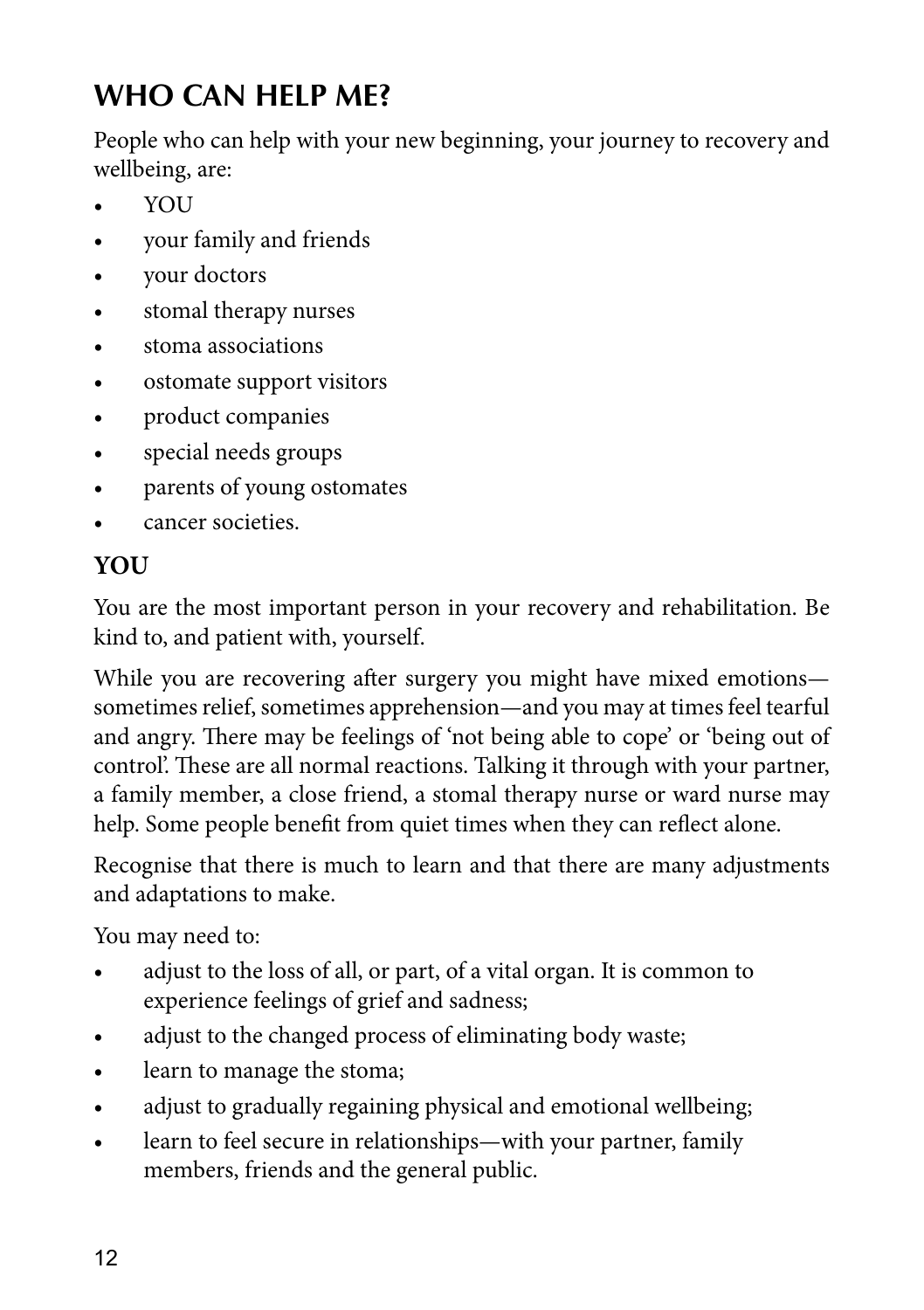## WHO CAN HELP ME?

People who can help with your new beginning, your journey to recovery and wellbeing, are:

- YOU
- your family and friends
- your doctors
- stomal therapy nurses
- stoma associations
- ostomate support visitors
- product companies
- special needs groups
- parents of young ostomates
- cancer societies.

### YOU

You are the most important person in your recovery and rehabilitation. Be kind to, and patient with, yourself.

While you are recovering after surgery you might have mixed emotions—sometimes relief, sometimes apprehension—and you may at times feel tearful and angry. There may be feelings of 'not being able to cope' or 'being out of control'. These are all normal reactions. Talking it through with your partner, a family member, a close friend, a stomal therapy nurse or ward nurse may help. Some people benefit from quiet times when they can reflect alone.

Recognise that there is much to learn and that there are many adjustments and adaptations to make.

You may need to:

- adjust to the loss of all, or part, of a vital organ. It is common to experience feelings of grief and sadness;
- adjust to the changed process of eliminating body waste;
- learn to manage the stoma;
- adjust to gradually regaining physical and emotional wellbeing;
- learn to feel secure in relationships—with your partner, family members, friends and the general public.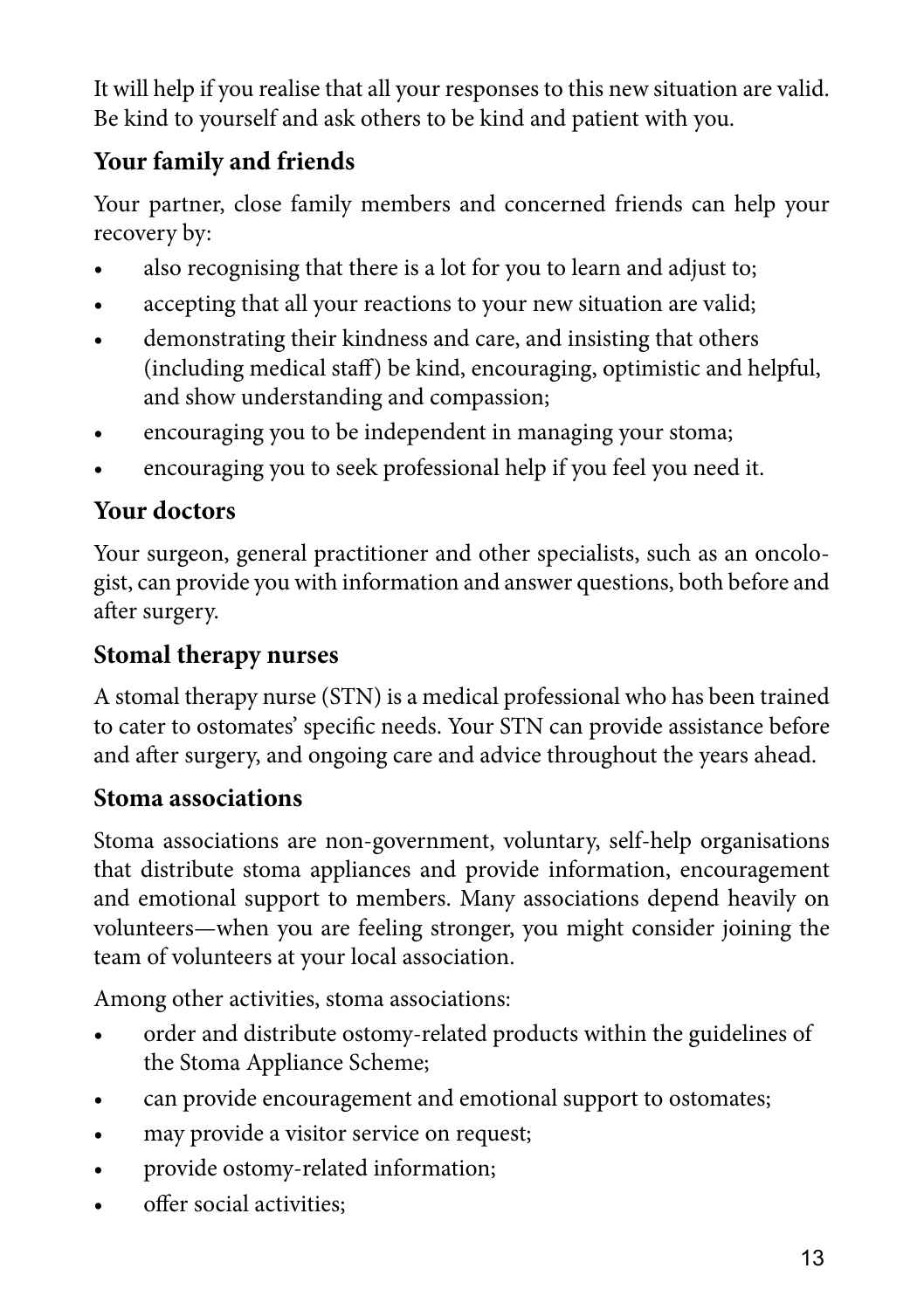It will help if you realise that all your responses to this new situation are valid. Be kind to yourself and ask others to be kind and patient with you.

### Your family and friends

Your partner, close family members and concerned friends can help your recovery by:

- also recognising that there is a lot for you to learn and adjust to;
- accepting that all your reactions to your new situation are valid;
- demonstrating their kindness and care, and insisting that others (including medical staff) be kind, encouraging, optimistic and helpful, and show understanding and compassion;
- encouraging you to be independent in managing your stoma;
- encouraging you to seek professional help if you feel you need it.

### Your doctors

Your surgeon, general practitioner and other specialists, such as an oncologist, can provide you with information and answer questions, both before and after surgery.

### Stomal therapy nurses

A stomal therapy nurse (STN) is a medical professional who has been trained to cater to ostomates' specific needs. Your STN can provide assistance before and after surgery, and ongoing care and advice throughout the years ahead.

### Stoma associations

Stoma associations are non-government, voluntary, self-help organisations that distribute stoma appliances and provide information, encouragement and emotional support to members. Many associations depend heavily on volunteers—when you are feeling stronger, you might consider joining the team of volunteers at your local association.

Among other activities, stoma associations:

- order and distribute ostomy-related products within the guidelines of the Stoma Appliance Scheme;
- can provide encouragement and emotional support to ostomates;
- may provide a visitor service on request;
- provide ostomy-related information;
- offer social activities;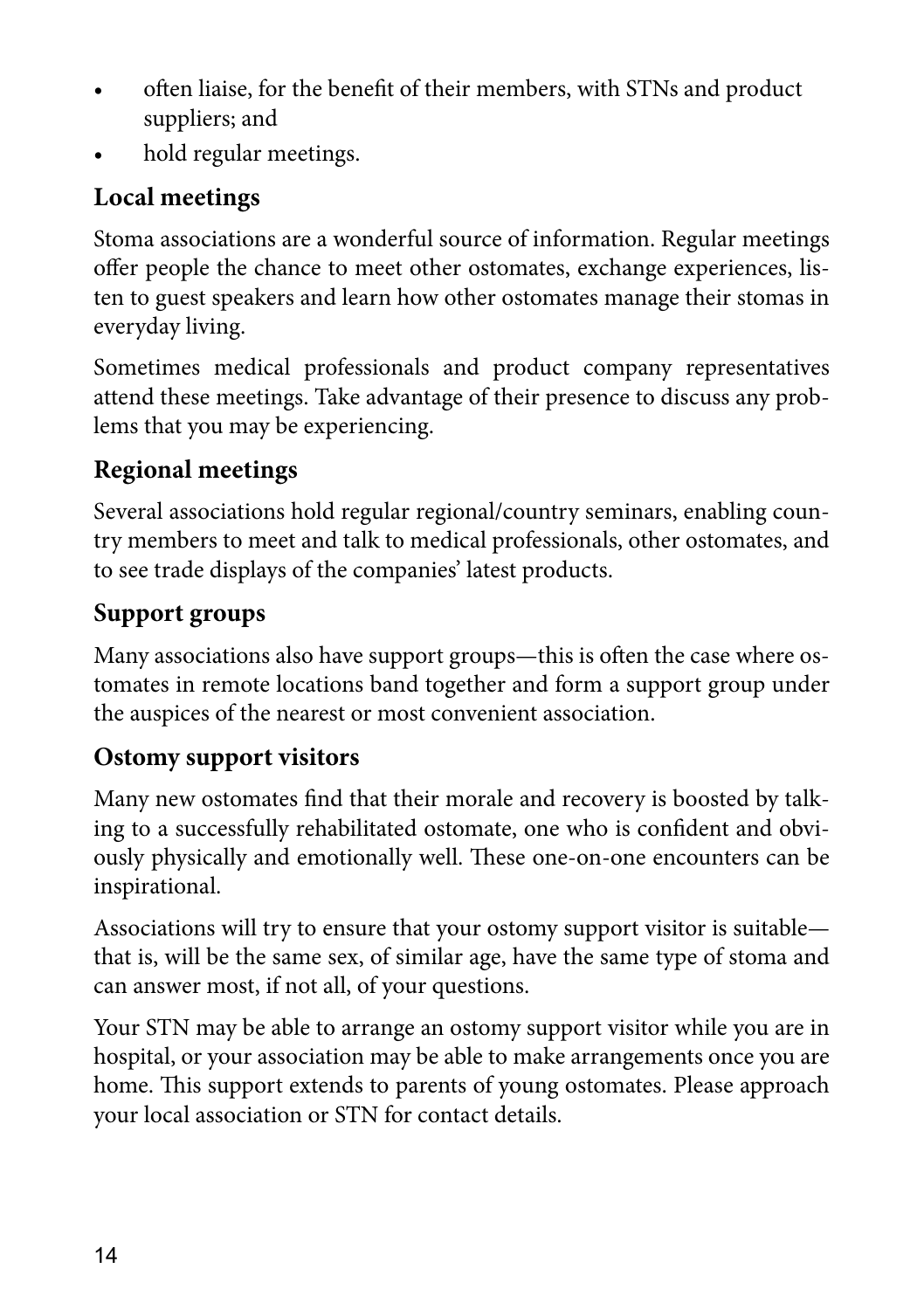- often liaise, for the benefit of their members, with STNs and product suppliers; and
- hold regular meetings.

## Local meetings

Stoma associations are a wonderful source of information. Regular meetings offer people the chance to meet other ostomates, exchange experiences, listen to guest speakers and learn how other ostomates manage their stomas in everyday living.

Sometimes medical professionals and product company representatives attend these meetings. Take advantage of their presence to discuss any problems that you may be experiencing.

## Regional meetings

Several associations hold regular regional/country seminars, enabling country members to meet and talk to medical professionals, other ostomates, and to see trade displays of the companies' latest products.

## Support groups

Many associations also have support groups—this is often the case where ostomates in remote locations band together and form a support group under the auspices of the nearest or most convenient association.

## Ostomy support visitors

Many new ostomates find that their morale and recovery is boosted by talking to a successfully rehabilitated ostomate, one who is confident and obviously physically and emotionally well. These one-on-one encounters can be inspirational.

Associations will try to ensure that your ostomy support visitor is suitable—that is, will be the same sex, of similar age, have the same type of stoma and can answer most, if not all, of your questions.

Your STN may be able to arrange an ostomy support visitor while you are in hospital, or your association may be able to make arrangements once you are home. This support extends to parents of young ostomates. Please approach your local association or STN for contact details.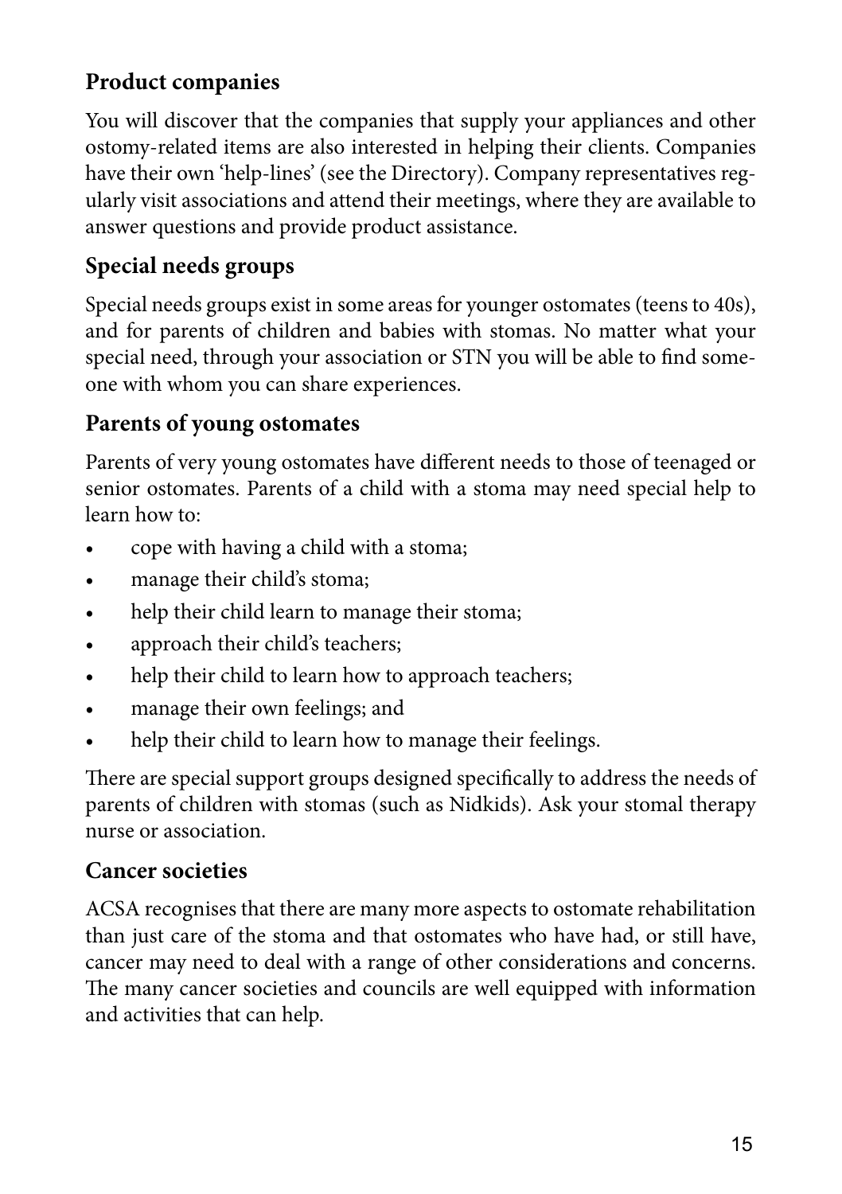## Product companies

You will discover that the companies that supply your appliances and other ostomy-related items are also interested in helping their clients. Companies have their own 'help-lines' (see the Directory). Company representatives regularly visit associations and attend their meetings, where they are available to answer questions and provide product assistance.

## Special needs groups

Special needs groups exist in some areas for younger ostomates (teens to 40s), and for parents of children and babies with stomas. No matter what your special need, through your association or STN you will be able to find someone with whom you can share experiences.

## Parents of young ostomates

Parents of very young ostomates have different needs to those of teenaged or senior ostomates. Parents of a child with a stoma may need special help to learn how to:

- cope with having a child with a stoma;
- manage their child's stoma;
- help their child learn to manage their stoma;
- approach their child's teachers;
- help their child to learn how to approach teachers;
- manage their own feelings; and
- help their child to learn how to manage their feelings.

There are special support groups designed specifically to address the needs of parents of children with stomas (such as Nidkids). Ask your stomal therapy nurse or association.

## Cancer societies

ACSA recognises that there are many more aspects to ostomate rehabilitation than just care of the stoma and that ostomates who have had, or still have, cancer may need to deal with a range of other considerations and concerns. The many cancer societies and councils are well equipped with information and activities that can help.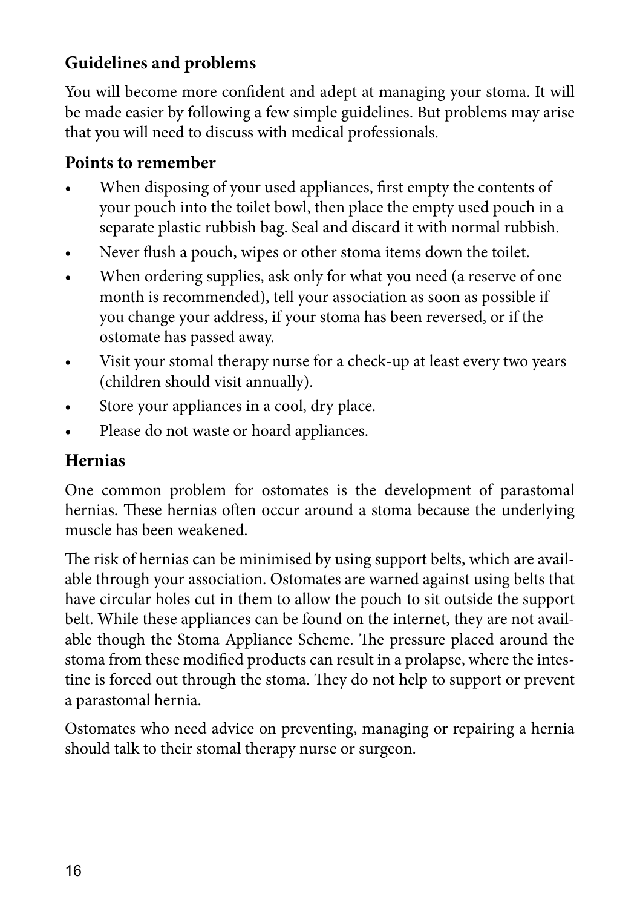## Guidelines and problems

You will become more confident and adept at managing your stoma. It will be made easier by following a few simple guidelines. But problems may arise that you will need to discuss with medical professionals.

### Points to remember

- When disposing of your used appliances, first empty the contents of your pouch into the toilet bowl, then place the empty used pouch in a separate plastic rubbish bag. Seal and discard it with normal rubbish.
- Never flush a pouch, wipes or other stoma items down the toilet.
- When ordering supplies, ask only for what you need (a reserve of one month is recommended), tell your association as soon as possible if you change your address, if your stoma has been reversed, or if the ostomate has passed away.
- Visit your stomal therapy nurse for a check-up at least every two years (children should visit annually).
- Store your appliances in a cool, dry place.
- Please do not waste or hoard appliances.

### Hernias

One common problem for ostomates is the development of parastomal hernias. These hernias often occur around a stoma because the underlying muscle has been weakened.

The risk of hernias can be minimised by using support belts, which are available through your association. Ostomates are warned against using belts that have circular holes cut in them to allow the pouch to sit outside the support belt. While these appliances can be found on the internet, they are not available though the Stoma Appliance Scheme. The pressure placed around the stoma from these modified products can result in a prolapse, where the intestine is forced out through the stoma. They do not help to support or prevent a parastomal hernia.

Ostomates who need advice on preventing, managing or repairing a hernia should talk to their stomal therapy nurse or surgeon.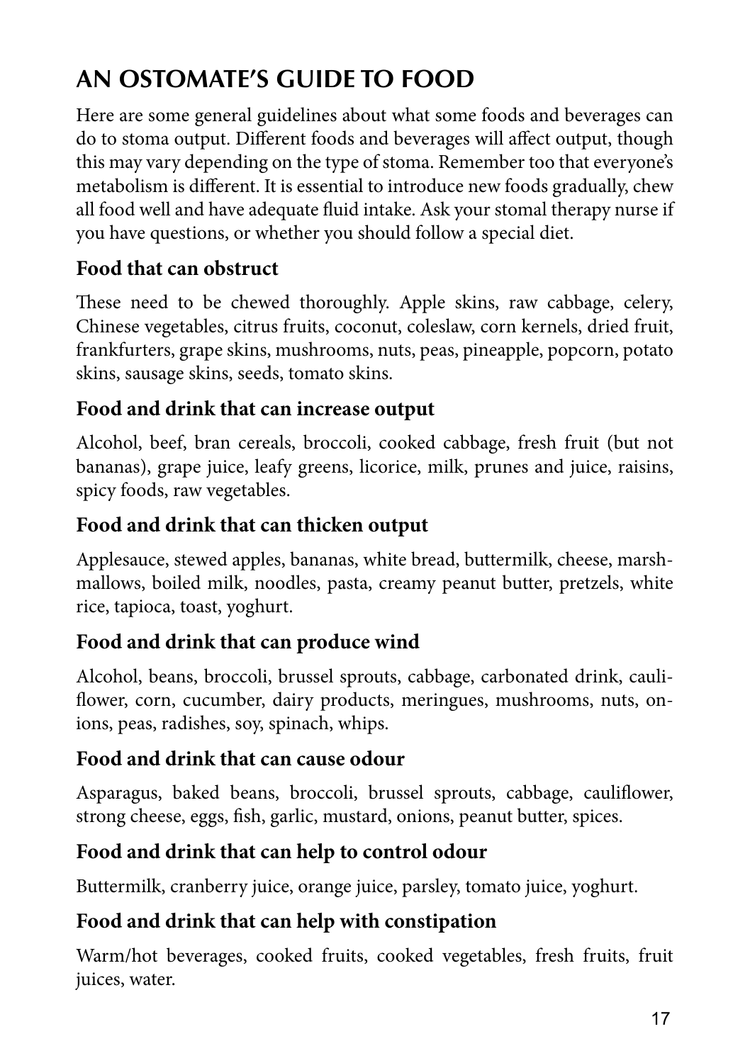# AN OSTOMATE'S GUIDE TO FOOD

Here are some general guidelines about what some foods and beverages can do to stoma output. Different foods and beverages will affect output, though this may vary depending on the type of stoma. Remember too that everyone's metabolism is different. It is essential to introduce new foods gradually, chew all food well and have adequate fluid intake. Ask your stomal therapy nurse if you have questions, or whether you should follow a special diet.

## Food that can obstruct

These need to be chewed thoroughly. Apple skins, raw cabbage, celery, Chinese vegetables, citrus fruits, coconut, coleslaw, corn kernels, dried fruit, frankfurters, grape skins, mushrooms, nuts, peas, pineapple, popcorn, potato skins, sausage skins, seeds, tomato skins.

## Food and drink that can increase output

Alcohol, beef, bran cereals, broccoli, cooked cabbage, fresh fruit (but not bananas), grape juice, leafy greens, licorice, milk, prunes and juice, raisins, spicy foods, raw vegetables.

## Food and drink that can thicken output

Applesauce, stewed apples, bananas, white bread, buttermilk, cheese, marshmallows, boiled milk, noodles, pasta, creamy peanut butter, pretzels, white rice, tapioca, toast, yoghurt.

## Food and drink that can produce wind

Alcohol, beans, broccoli, brussel sprouts, cabbage, carbonated drink, cauliflower, corn, cucumber, dairy products, meringues, mushrooms, nuts, onions, peas, radishes, soy, spinach, whips.

## Food and drink that can cause odour

Asparagus, baked beans, broccoli, brussel sprouts, cabbage, cauliflower, strong cheese, eggs, fish, garlic, mustard, onions, peanut butter, spices.

## Food and drink that can help to control odour

Buttermilk, cranberry juice, orange juice, parsley, tomato juice, yoghurt.

## Food and drink that can help with constipation

Warm/hot beverages, cooked fruits, cooked vegetables, fresh fruits, fruit juices, water.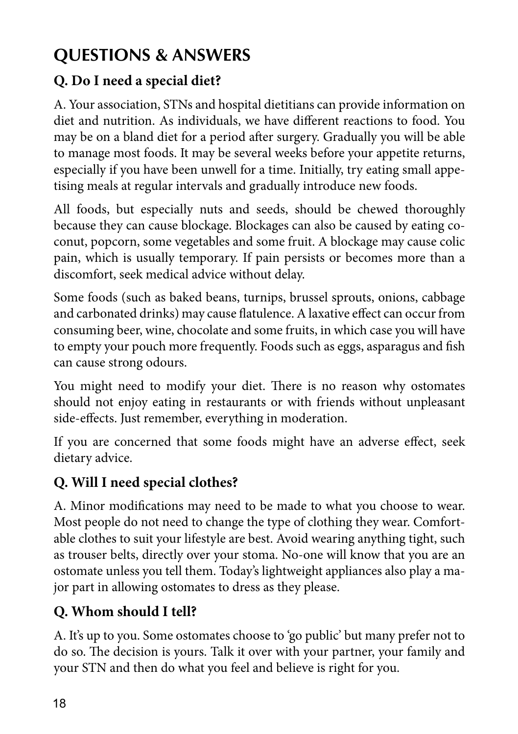## QUESTIONS & ANSWERS

### Q. Do I need a special diet?

A. Your association, STNs and hospital dietitians can provide information on diet and nutrition. As individuals, we have different reactions to food. You may be on a bland diet for a period after surgery. Gradually you will be able to manage most foods. It may be several weeks before your appetite returns, especially if you have been unwell for a time. Initially, try eating small appetising meals at regular intervals and gradually introduce new foods.

All foods, but especially nuts and seeds, should be chewed thoroughly because they can cause blockage. Blockages can also be caused by eating coconut, popcorn, some vegetables and some fruit. A blockage may cause colic pain, which is usually temporary. If pain persists or becomes more than a discomfort, seek medical advice without delay.

Some foods (such as baked beans, turnips, brussel sprouts, onions, cabbage and carbonated drinks) may cause flatulence. A laxative effect can occur from consuming beer, wine, chocolate and some fruits, in which case you will have to empty your pouch more frequently. Foods such as eggs, asparagus and fish can cause strong odours.

You might need to modify your diet. There is no reason why ostomates should not enjoy eating in restaurants or with friends without unpleasant side-effects. Just remember, everything in moderation.

If you are concerned that some foods might have an adverse effect, seek dietary advice.

### Q. Will I need special clothes?

A. Minor modifications may need to be made to what you choose to wear. Most people do not need to change the type of clothing they wear. Comfortable clothes to suit your lifestyle are best. Avoid wearing anything tight, such as trouser belts, directly over your stoma. No-one will know that you are an ostomate unless you tell them. Today's lightweight appliances also play a major part in allowing ostomates to dress as they please.

### Q. Whom should I tell?

A. It's up to you. Some ostomates choose to 'go public' but many prefer not to do so. The decision is yours. Talk it over with your partner, your family and your STN and then do what you feel and believe is right for you.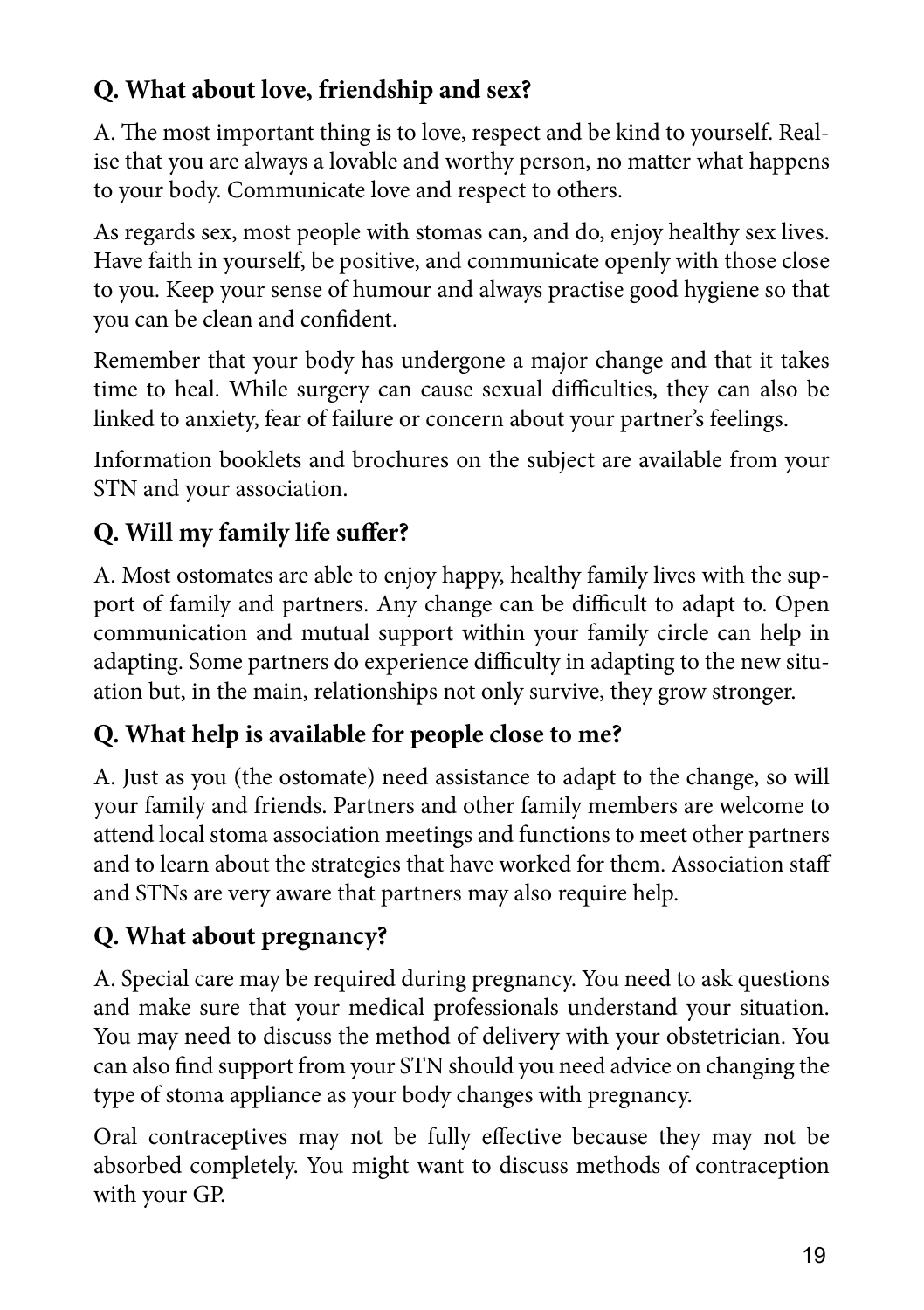**Q. What about love, friendship and sex?**

A. The most important thing is to love, respect and be kind to yourself. Realise that you are always a lovable and worthy person, no matter what happens to your body. Communicate love and respect to others.

As regards sex, most people with stomas can, and do, enjoy healthy sex lives. Have faith in yourself, be positive, and communicate openly with those close to you. Keep your sense of humour and always practise good hygiene so that you can be clean and confident.

Remember that your body has undergone a major change and that it takes time to heal. While surgery can cause sexual difficulties, they can also be linked to anxiety, fear of failure or concern about your partner's feelings.

Information booklets and brochures on the subject are available from your STN and your association.

**Q. Will my family life suffer?**

A. Most ostomates are able to enjoy happy, healthy family lives with the support of family and partners. Any change can be difficult to adapt to. Open communication and mutual support within your family circle can help in adapting. Some partners do experience difficulty in adapting to the new situation but, in the main, relationships not only survive, they grow stronger.

**Q. What help is available for people close to me?**

A. Just as you (the ostomate) need assistance to adapt to the change, so will your family and friends. Partners and other family members are welcome to attend local stoma association meetings and functions to meet other partners and to learn about the strategies that have worked for them. Association staff and STNs are very aware that partners may also require help.

**Q. What about pregnancy?**

A. Special care may be required during pregnancy. You need to ask questions and make sure that your medical professionals understand your situation. You may need to discuss the method of delivery with your obstetrician. You can also find support from your STN should you need advice on changing the type of stoma appliance as your body changes with pregnancy.

Oral contraceptives may not be fully effective because they may not be absorbed completely. You might want to discuss methods of contraception with your GP.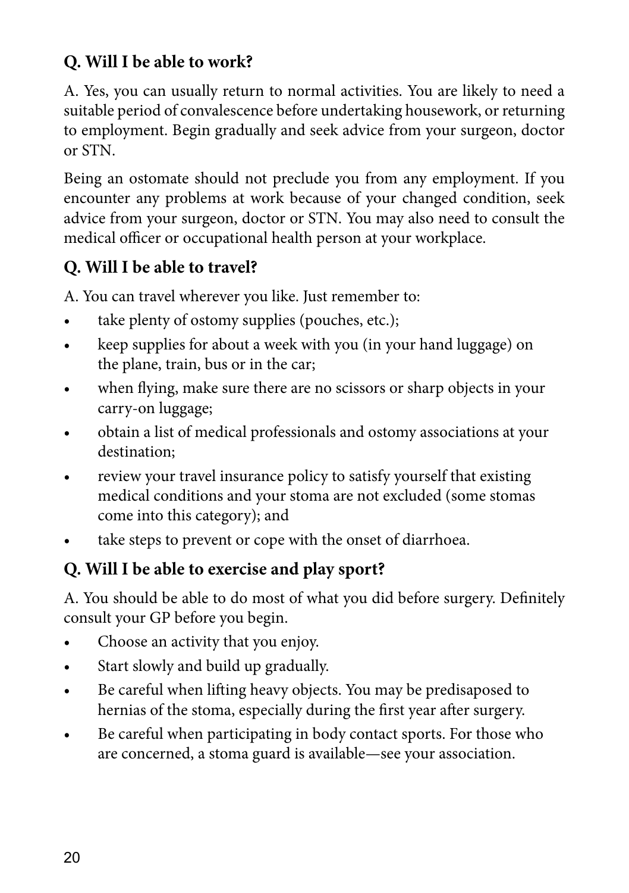**Q. Will I be able to work?**

A. Yes, you can usually return to normal activities. You are likely to need a suitable period of convalescence before undertaking housework, or returning to employment. Begin gradually and seek advice from your surgeon, doctor or STN.

Being an ostomate should not preclude you from any employment. If you encounter any problems at work because of your changed condition, seek advice from your surgeon, doctor or STN. You may also need to consult the medical officer or occupational health person at your workplace.

**Q. Will I be able to travel?**

A. You can travel wherever you like. Just remember to:

- take plenty of ostomy supplies (pouches, etc.);
- keep supplies for about a week with you (in your hand luggage) on the plane, train, bus or in the car;
- when flying, make sure there are no scissors or sharp objects in your carry-on luggage;
- obtain a list of medical professionals and ostomy associations at your destination;
- review your travel insurance policy to satisfy yourself that existing medical conditions and your stoma are not excluded (some stomas come into this category); and
- take steps to prevent or cope with the onset of diarrhoea.

**Q. Will I be able to exercise and play sport?**

A. You should be able to do most of what you did before surgery. Definitely consult your GP before you begin.

- Choose an activity that you enjoy.
- Start slowly and build up gradually.
- Be careful when lifting heavy objects. You may be predisaposed to hernias of the stoma, especially during the first year after surgery.
- Be careful when participating in body contact sports. For those who are concerned, a stoma guard is available—see your association.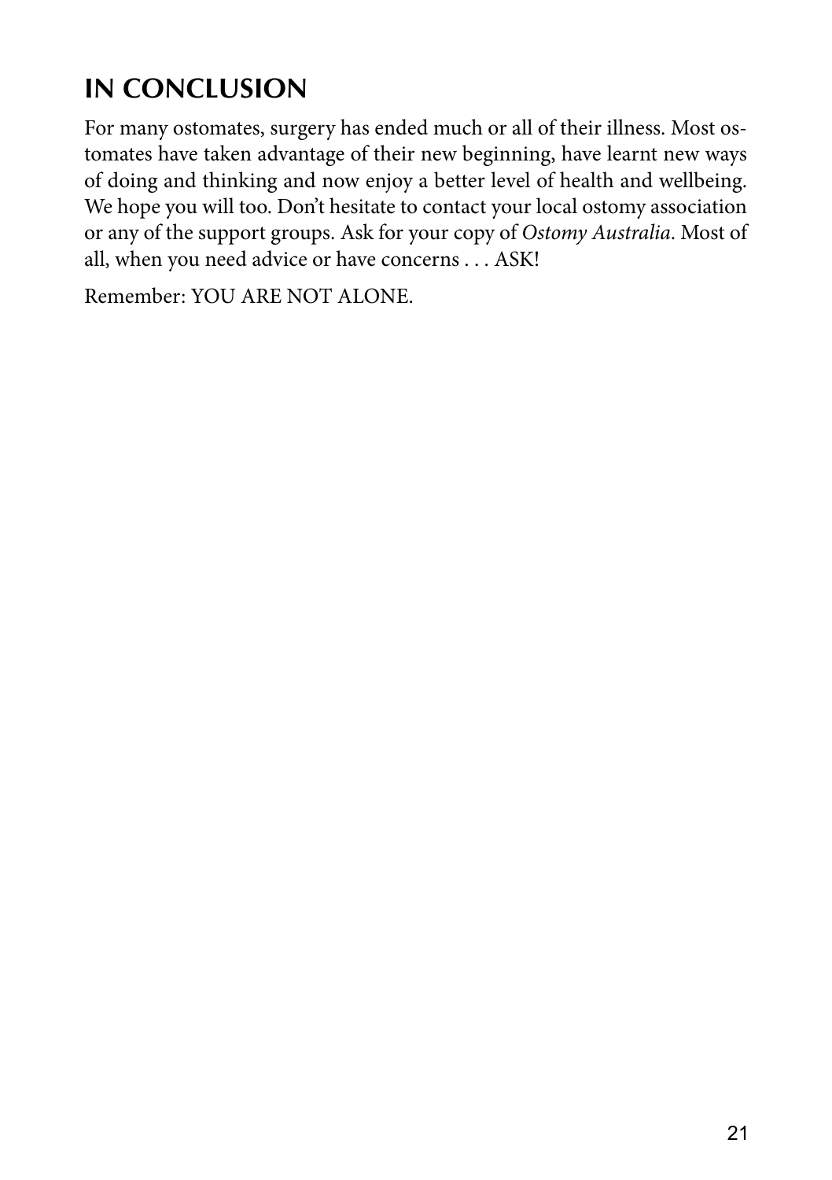## IN CONCLUSION

For many ostomates, surgery has ended much or all of their illness. Most ostomates have taken advantage of their new beginning, have learnt new ways of doing and thinking and now enjoy a better level of health and wellbeing. We hope you will too. Don't hesitate to contact your local ostomy association or any of the support groups. Ask for your copy of *Ostomy Australia*. Most of all, when you need advice or have concerns . . . ASK!

Remember: YOU ARE NOT ALONE.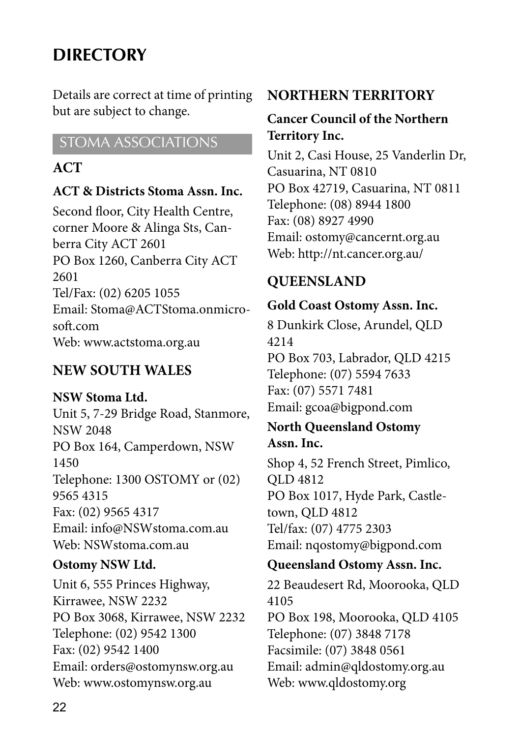# DIRECTORY

Details are correct at time of printing but are subject to change.

## STOMA ASSOCIATIONS

### ACT

**ACT & Districts Stoma Assn. Inc.**

Second floor, City Health Centre, corner Moore & Alinga Sts, Canberra City ACT 2601
PO Box 1260, Canberra City ACT 2601
Tel/Fax: (02) 6205 1055
Email: Stoma@ACTStoma.onmicrosoft.com
Web: www.actstoma.org.au

### NEW SOUTH WALES

**NSW Stoma Ltd.**

Unit 5, 7-29 Bridge Road, Stanmore, NSW 2048
PO Box 164, Camperdown, NSW 1450
Telephone: 1300 OSTOMY or (02) 9565 4315
Fax: (02) 9565 4317
Email: info@NSWstoma.com.au
Web: NSWstoma.com.au

**Ostomy NSW Ltd.**

Unit 6, 555 Princes Highway, Kirrawee, NSW 2232
PO Box 3068, Kirrawee, NSW 2232
Telephone: (02) 9542 1300
Fax: (02) 9542 1400
Email: orders@ostomynsw.org.au
Web: www.ostomynsw.org.au

### NORTHERN TERRITORY

**Cancer Council of the Northern Territory Inc.**

Unit 2, Casi House, 25 Vanderlin Dr, Casuarina, NT 0810
PO Box 42719, Casuarina, NT 0811
Telephone: (08) 8944 1800
Fax: (08) 8927 4990
Email: ostomy@cancernt.org.au
Web: http://nt.cancer.org.au/

### QUEENSLAND

**Gold Coast Ostomy Assn. Inc.**

8 Dunkirk Close, Arundel, QLD 4214
PO Box 703, Labrador, QLD 4215
Telephone: (07) 5594 7633
Fax: (07) 5571 7481
Email: gcoa@bigpond.com

**North Queensland Ostomy Assn. Inc.**

Shop 4, 52 French Street, Pimlico, QLD 4812
PO Box 1017, Hyde Park, Castletown, QLD 4812
Tel/fax: (07) 4775 2303
Email: nqostomy@bigpond.com

**Queensland Ostomy Assn. Inc.**

22 Beaudesert Rd, Moorooka, QLD 4105
PO Box 198, Moorooka, QLD 4105
Telephone: (07) 3848 7178
Facsimile: (07) 3848 0561
Email: admin@qldostomy.org.au
Web: www.qldostomy.org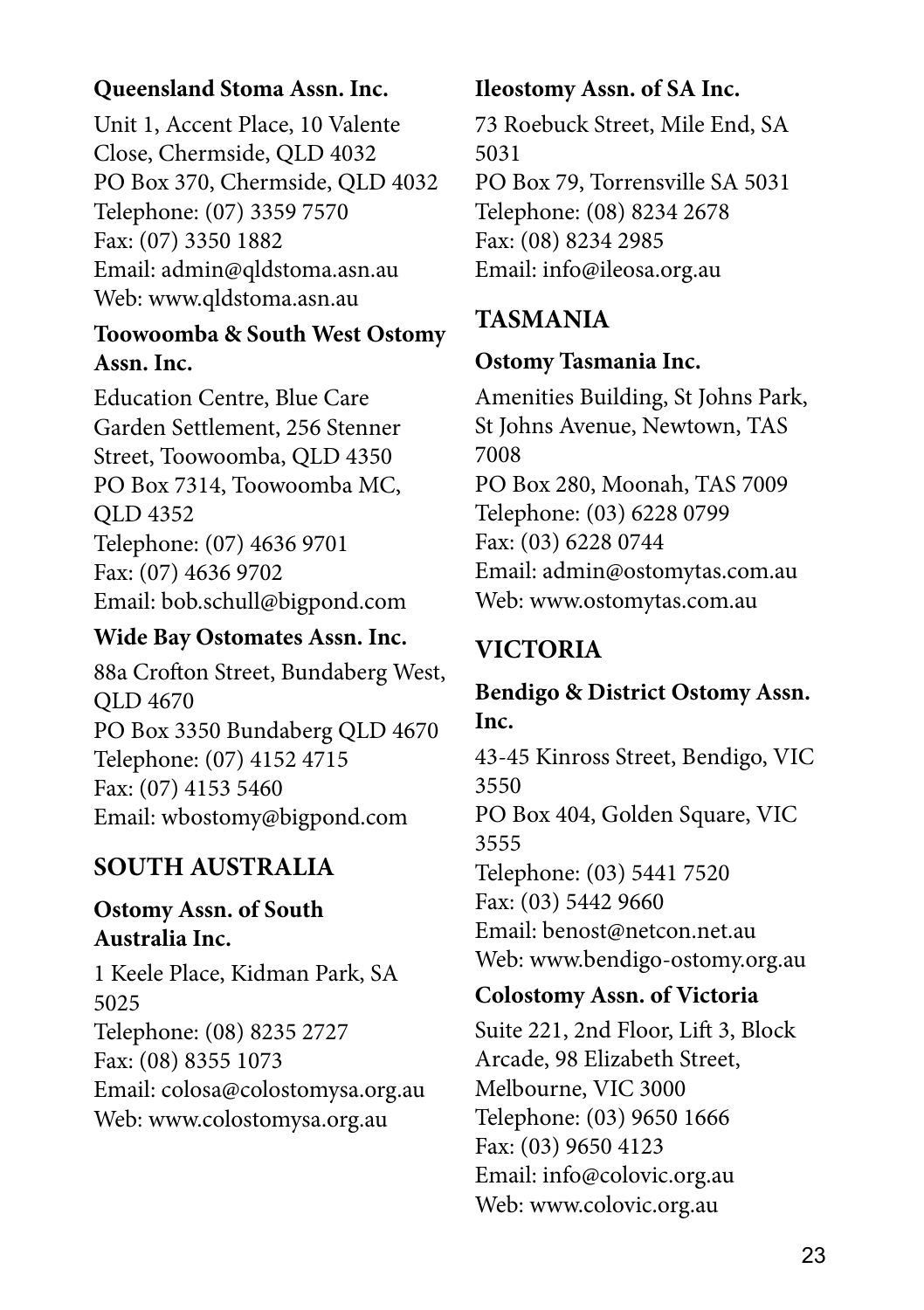**Queensland Stoma Assn. Inc.**

Unit 1, Accent Place, 10 Valente Close, Chermside, QLD 4032
PO Box 370, Chermside, QLD 4032
Telephone: (07) 3359 7570
Fax: (07) 3350 1882
Email: admin@qldstoma.asn.au
Web: www.qldstoma.asn.au

**Toowoomba & South West Ostomy Assn. Inc.**

Education Centre, Blue Care Garden Settlement, 256 Stenner Street, Toowoomba, QLD 4350
PO Box 7314, Toowoomba MC, QLD 4352
Telephone: (07) 4636 9701
Fax: (07) 4636 9702
Email: bob.schull@bigpond.com

**Wide Bay Ostomates Assn. Inc.**

88a Crofton Street, Bundaberg West, QLD 4670
PO Box 3350 Bundaberg QLD 4670
Telephone: (07) 4152 4715
Fax: (07) 4153 5460
Email: wbostomy@bigpond.com

## SOUTH AUSTRALIA

**Ostomy Assn. of South Australia Inc.**

1 Keele Place, Kidman Park, SA 5025
Telephone: (08) 8235 2727
Fax: (08) 8355 1073
Email: colosa@colostomysa.org.au
Web: www.colostomysa.org.au

**Ileostomy Assn. of SA Inc.**

73 Roebuck Street, Mile End, SA 5031
PO Box 79, Torrensville SA 5031
Telephone: (08) 8234 2678
Fax: (08) 8234 2985
Email: info@ileosa.org.au

## TASMANIA

**Ostomy Tasmania Inc.**

Amenities Building, St Johns Park, St Johns Avenue, Newtown, TAS 7008
PO Box 280, Moonah, TAS 7009
Telephone: (03) 6228 0799
Fax: (03) 6228 0744
Email: admin@ostomytas.com.au
Web: www.ostomytas.com.au

## VICTORIA

**Bendigo & District Ostomy Assn. Inc.**

43-45 Kinross Street, Bendigo, VIC 3550
PO Box 404, Golden Square, VIC 3555
Telephone: (03) 5441 7520
Fax: (03) 5442 9660
Email: benost@netcon.net.au
Web: www.bendigo-ostomy.org.au

**Colostomy Assn. of Victoria**

Suite 221, 2nd Floor, Lift 3, Block Arcade, 98 Elizabeth Street, Melbourne, VIC 3000
Telephone: (03) 9650 1666
Fax: (03) 9650 4123
Email: info@colovic.org.au
Web: www.colovic.org.au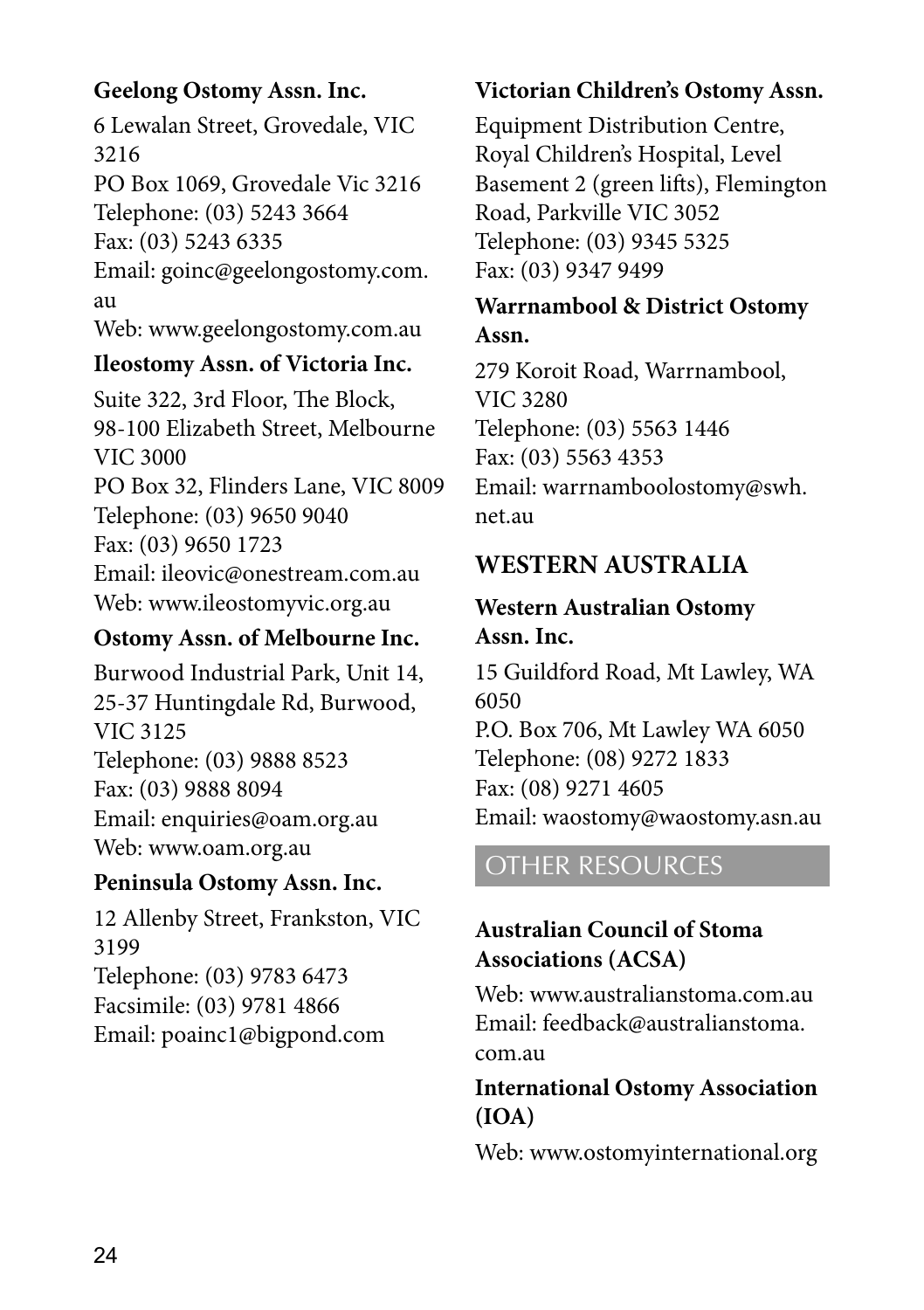**Geelong Ostomy Assn. Inc.**

6 Lewalan Street, Grovedale, VIC 3216
PO Box 1069, Grovedale Vic 3216
Telephone: (03) 5243 3664
Fax: (03) 5243 6335
Email: goinc@geelongostomy.com.au
Web: www.geelongostomy.com.au

**Ileostomy Assn. of Victoria Inc.**

Suite 322, 3rd Floor, The Block, 98-100 Elizabeth Street, Melbourne VIC 3000
PO Box 32, Flinders Lane, VIC 8009
Telephone: (03) 9650 9040
Fax: (03) 9650 1723
Email: ileovic@onestream.com.au
Web: www.ileostomyvic.org.au

**Ostomy Assn. of Melbourne Inc.**

Burwood Industrial Park, Unit 14, 25-37 Huntingdale Rd, Burwood, VIC 3125
Telephone: (03) 9888 8523
Fax: (03) 9888 8094
Email: enquiries@oam.org.au
Web: www.oam.org.au

**Peninsula Ostomy Assn. Inc.**

12 Allenby Street, Frankston, VIC 3199
Telephone: (03) 9783 6473
Facsimile: (03) 9781 4866
Email: poainc1@bigpond.com

**Victorian Children's Ostomy Assn.**

Equipment Distribution Centre, Royal Children's Hospital, Level Basement 2 (green lifts), Flemington Road, Parkville VIC 3052
Telephone: (03) 9345 5325
Fax: (03) 9347 9499

**Warrnambool & District Ostomy Assn.**

279 Koroit Road, Warrnambool, VIC 3280
Telephone: (03) 5563 1446
Fax: (03) 5563 4353
Email: warrnamboolostomy@swh.net.au

## WESTERN AUSTRALIA

**Western Australian Ostomy Assn. Inc.**

15 Guildford Road, Mt Lawley, WA 6050
P.O. Box 706, Mt Lawley WA 6050
Telephone: (08) 9272 1833
Fax: (08) 9271 4605
Email: waostomy@waostomy.asn.au

## OTHER RESOURCES

**Australian Council of Stoma Associations (ACSA)**

Web: www.australianstoma.com.au
Email: feedback@australianstoma.com.au

**International Ostomy Association (IOA)**

Web: www.ostomyinternational.org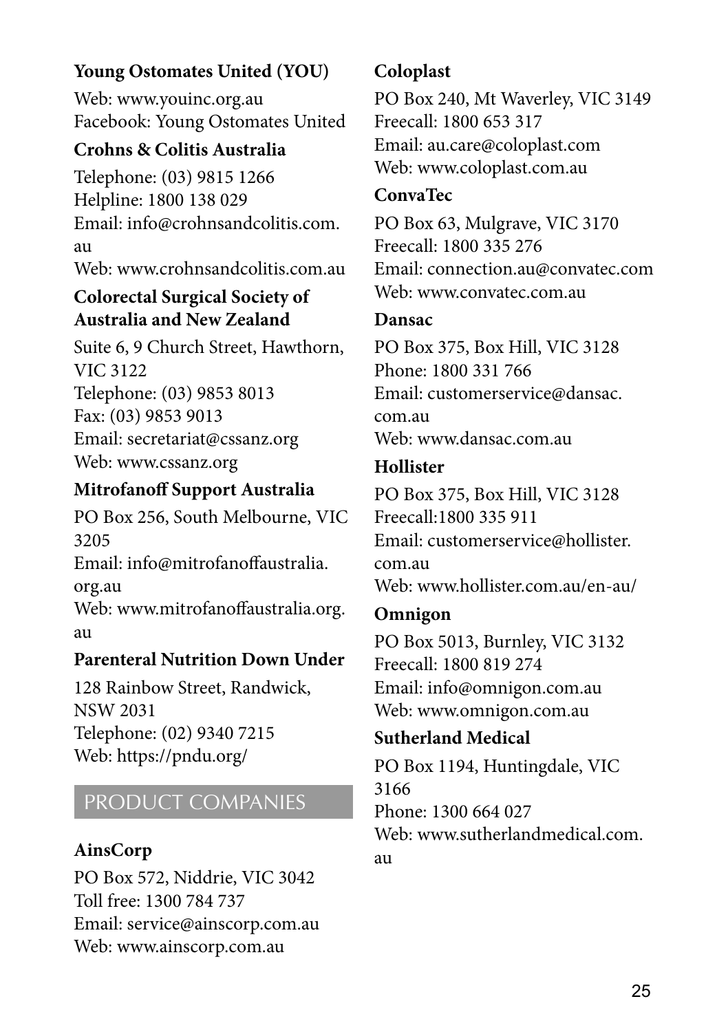**Young Ostomates United (YOU)**

Web: www.youinc.org.au
Facebook: Young Ostomates United

**Crohns & Colitis Australia**

Telephone: (03) 9815 1266
Helpline: 1800 138 029
Email: info@crohnsandcolitis.com.au
Web: www.crohnsandcolitis.com.au

**Colorectal Surgical Society of Australia and New Zealand**

Suite 6, 9 Church Street, Hawthorn, VIC 3122
Telephone: (03) 9853 8013
Fax: (03) 9853 9013
Email: secretariat@cssanz.org
Web: www.cssanz.org

**Mitrofanoff Support Australia**

PO Box 256, South Melbourne, VIC 3205
Email: info@mitrofanoffaustralia.org.au
Web: www.mitrofanoffaustralia.org.au

**Parenteral Nutrition Down Under**

128 Rainbow Street, Randwick, NSW 2031
Telephone: (02) 9340 7215
Web: https://pndu.org/

## PRODUCT COMPANIES

**AinsCorp**

PO Box 572, Niddrie, VIC 3042
Toll free: 1300 784 737
Email: service@ainscorp.com.au
Web: www.ainscorp.com.au

**Coloplast**

PO Box 240, Mt Waverley, VIC 3149
Freecall: 1800 653 317
Email: au.care@coloplast.com
Web: www.coloplast.com.au

**ConvaTec**

PO Box 63, Mulgrave, VIC 3170
Freecall: 1800 335 276
Email: connection.au@convatec.com
Web: www.convatec.com.au

**Dansac**

PO Box 375, Box Hill, VIC 3128
Phone: 1800 331 766
Email: customerservice@dansac.com.au
Web: www.dansac.com.au

**Hollister**

PO Box 375, Box Hill, VIC 3128
Freecall:1800 335 911
Email: customerservice@hollister.com.au
Web: www.hollister.com.au/en-au/

**Omnigon**

PO Box 5013, Burnley, VIC 3132
Freecall: 1800 819 274
Email: info@omnigon.com.au
Web: www.omnigon.com.au

**Sutherland Medical**

PO Box 1194, Huntingdale, VIC 3166
Phone: 1300 664 027
Web: www.sutherlandmedical.com.au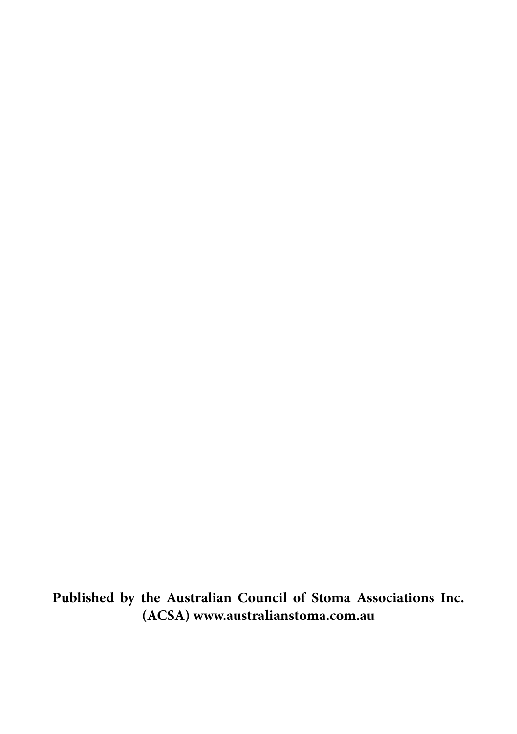**Published by the Australian Council of Stoma Associations Inc. (ACSA) www.australianstoma.com.au**